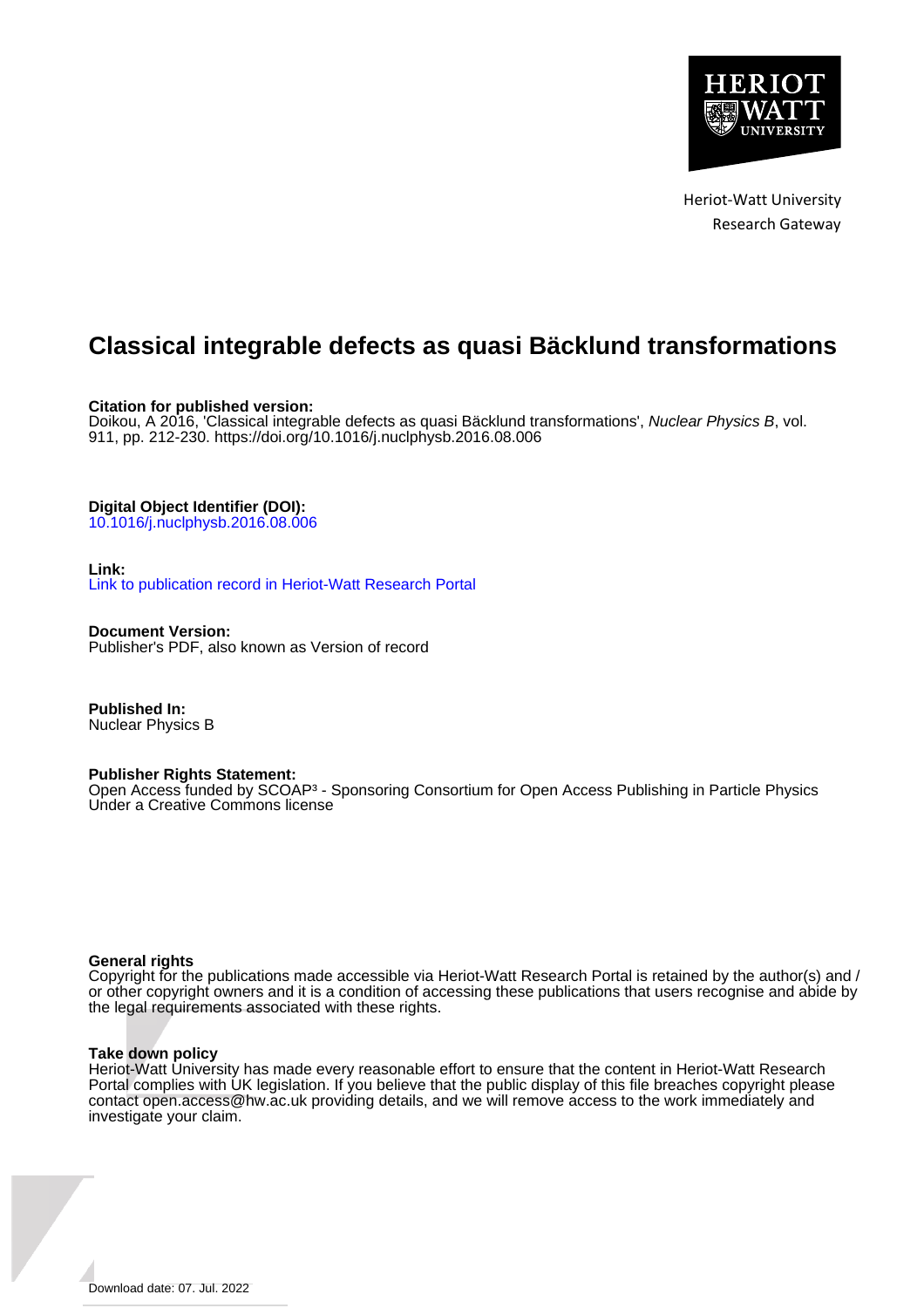Heriot-Watt University
Research Gateway

# Classical integrable defects as quasi Bäcklund transformations

**Citation for published version:**
Doikou, A 2016, 'Classical integrable defects as quasi Bäcklund transformations', *Nuclear Physics B*, vol. 911, pp. 212-230. https://doi.org/10.1016/j.nuclphysb.2016.08.006

**Digital Object Identifier (DOI):**
10.1016/j.nuclphysb.2016.08.006

**Link:**
Link to publication record in Heriot-Watt Research Portal

**Document Version:**
Publisher's PDF, also known as Version of record

**Published In:**
Nuclear Physics B

**Publisher Rights Statement:**
Open Access funded by SCOAP³ - Sponsoring Consortium for Open Access Publishing in Particle Physics
Under a Creative Commons license

**General rights**
Copyright for the publications made accessible via Heriot-Watt Research Portal is retained by the author(s) and / or other copyright owners and it is a condition of accessing these publications that users recognise and abide by the legal requirements associated with these rights.

**Take down policy**
Heriot-Watt University has made every reasonable effort to ensure that the content in Heriot-Watt Research Portal complies with UK legislation. If you believe that the public display of this file breaches copyright please contact open.access@hw.ac.uk providing details, and we will remove access to the work immediately and investigate your claim.

Download date: 07. Jul. 2022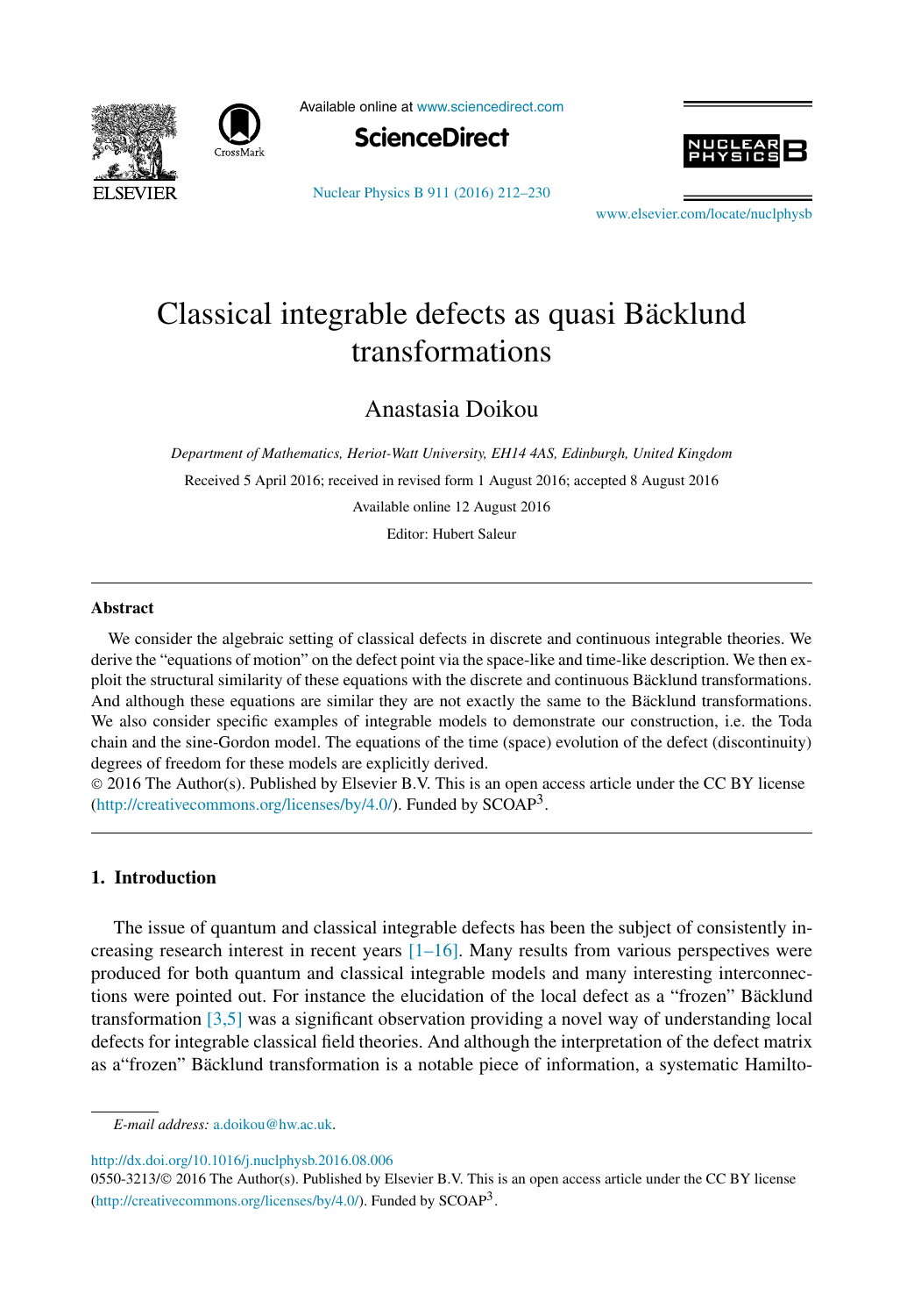# Classical integrable defects as quasi Bäcklund transformations

Anastasia Doikou

*Department of Mathematics, Heriot-Watt University, EH14 4AS, Edinburgh, United Kingdom*

Received 5 April 2016; received in revised form 1 August 2016; accepted 8 August 2016

Available online 12 August 2016

Editor: Hubert Saleur

---

## Abstract

We consider the algebraic setting of classical defects in discrete and continuous integrable theories. We derive the "equations of motion" on the defect point via the space-like and time-like description. We then exploit the structural similarity of these equations with the discrete and continuous Bäcklund transformations. And although these equations are similar they are not exactly the same to the Bäcklund transformations. We also consider specific examples of integrable models to demonstrate our construction, i.e. the Toda chain and the sine-Gordon model. The equations of the time (space) evolution of the defect (discontinuity) degrees of freedom for these models are explicitly derived.

© 2016 The Author(s). Published by Elsevier B.V. This is an open access article under the CC BY license (http://creativecommons.org/licenses/by/4.0/). Funded by SCOAP[3].

---

## 1. Introduction

The issue of quantum and classical integrable defects has been the subject of consistently increasing research interest in recent years [1–16]. Many results from various perspectives were produced for both quantum and classical integrable models and many interesting interconnections were pointed out. For instance the elucidation of the local defect as a "frozen" Bäcklund transformation [3,5] was a significant observation providing a novel way of understanding local defects for integrable classical field theories. And although the interpretation of the defect matrix as a"frozen" Bäcklund transformation is a notable piece of information, a systematic Hamilto-

*E-mail address:* a.doikou@hw.ac.uk.

http://dx.doi.org/10.1016/j.nuclphysb.2016.08.006

0550-3213/© 2016 The Author(s). Published by Elsevier B.V. This is an open access article under the CC BY license (http://creativecommons.org/licenses/by/4.0/). Funded by SCOAP[3].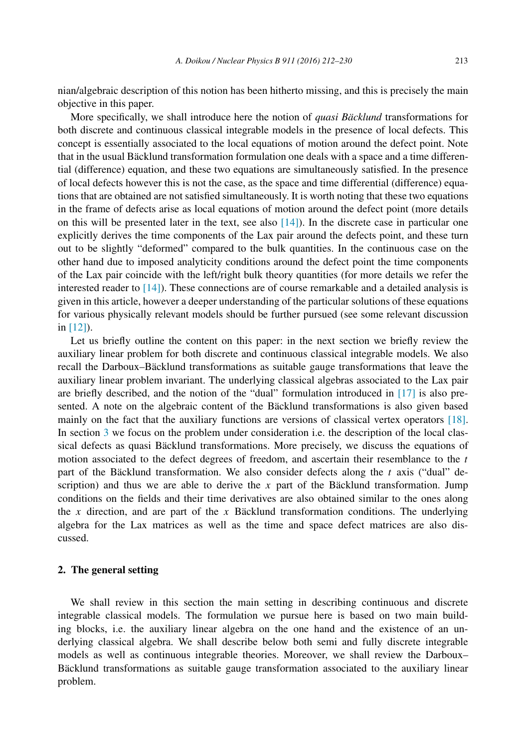nian/algebraic description of this notion has been hitherto missing, and this is precisely the main objective in this paper.

More specifically, we shall introduce here the notion of *quasi Bäcklund* transformations for both discrete and continuous classical integrable models in the presence of local defects. This concept is essentially associated to the local equations of motion around the defect point. Note that in the usual Bäcklund transformation formulation one deals with a space and a time differential (difference) equation, and these two equations are simultaneously satisfied. In the presence of local defects however this is not the case, as the space and time differential (difference) equations that are obtained are not satisfied simultaneously. It is worth noting that these two equations in the frame of defects arise as local equations of motion around the defect point (more details on this will be presented later in the text, see also [14]). In the discrete case in particular one explicitly derives the time components of the Lax pair around the defects point, and these turn out to be slightly "deformed" compared to the bulk quantities. In the continuous case on the other hand due to imposed analyticity conditions around the defect point the time components of the Lax pair coincide with the left/right bulk theory quantities (for more details we refer the interested reader to [14]). These connections are of course remarkable and a detailed analysis is given in this article, however a deeper understanding of the particular solutions of these equations for various physically relevant models should be further pursued (see some relevant discussion in [12]).

Let us briefly outline the content on this paper: in the next section we briefly review the auxiliary linear problem for both discrete and continuous classical integrable models. We also recall the Darboux–Bäcklund transformations as suitable gauge transformations that leave the auxiliary linear problem invariant. The underlying classical algebras associated to the Lax pair are briefly described, and the notion of the "dual" formulation introduced in [17] is also presented. A note on the algebraic content of the Bäcklund transformations is also given based mainly on the fact that the auxiliary functions are versions of classical vertex operators [18]. In section 3 we focus on the problem under consideration i.e. the description of the local classical defects as quasi Bäcklund transformations. More precisely, we discuss the equations of motion associated to the defect degrees of freedom, and ascertain their resemblance to the $t$ part of the Bäcklund transformation. We also consider defects along the $t$ axis ("dual" description) and thus we are able to derive the $x$ part of the Bäcklund transformation. Jump conditions on the fields and their time derivatives are also obtained similar to the ones along the $x$ direction, and are part of the $x$ Bäcklund transformation conditions. The underlying algebra for the Lax matrices as well as the time and space defect matrices are also discussed.

## 2. The general setting

We shall review in this section the main setting in describing continuous and discrete integrable classical models. The formulation we pursue here is based on two main building blocks, i.e. the auxiliary linear algebra on the one hand and the existence of an underlying classical algebra. We shall describe below both semi and fully discrete integrable models as well as continuous integrable theories. Moreover, we shall review the Darboux–Bäcklund transformations as suitable gauge transformation associated to the auxiliary linear problem.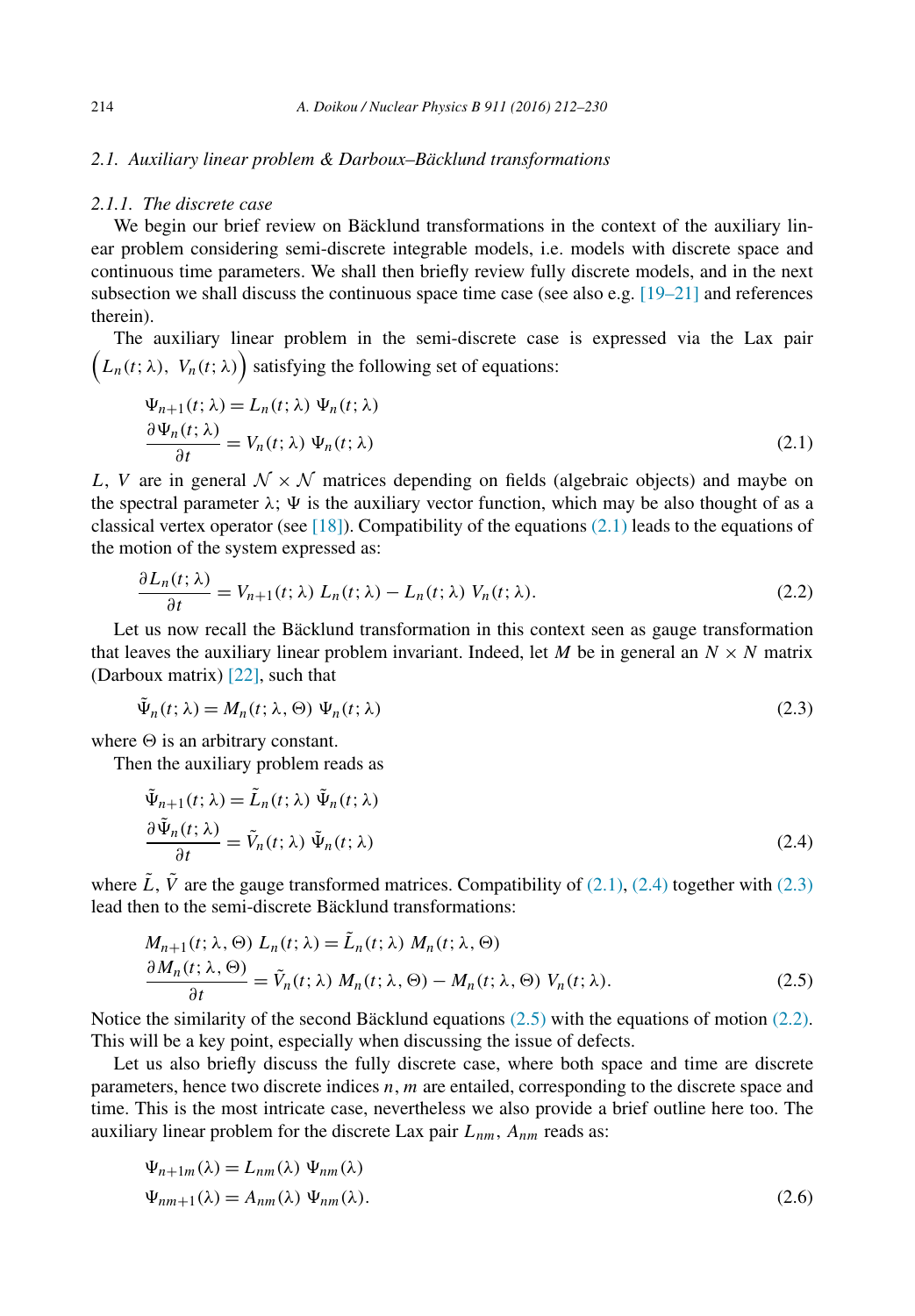### 2.1. *Auxiliary linear problem & Darboux–Bäcklund transformations*

#### 2.1.1. *The discrete case*

We begin our brief review on Bäcklund transformations in the context of the auxiliary linear problem considering semi-discrete integrable models, i.e. models with discrete space and continuous time parameters. We shall then briefly review fully discrete models, and in the next subsection we shall discuss the continuous space time case (see also e.g. [19–21] and references therein).

The auxiliary linear problem in the semi-discrete case is expressed via the Lax pair $\Big(L_n(t;\lambda),\ V_n(t;\lambda)\Big)$ satisfying the following set of equations:

$$
\begin{aligned}
&\Psi_{n+1}(t;\lambda) = L_n(t;\lambda)\ \Psi_n(t;\lambda)\\
&\frac{\partial \Psi_n(t;\lambda)}{\partial t} = V_n(t;\lambda)\ \Psi_n(t;\lambda)
\end{aligned}
\tag{2.1}
$$

$L$, $V$ are in general $\mathcal{N}\times\mathcal{N}$ matrices depending on fields (algebraic objects) and maybe on the spectral parameter $\lambda$; $\Psi$ is the auxiliary vector function, which may be also thought of as a classical vertex operator (see [18]). Compatibility of the equations (2.1) leads to the equations of the motion of the system expressed as:

$$
\frac{\partial L_n(t;\lambda)}{\partial t} = V_{n+1}(t;\lambda)\ L_n(t;\lambda) - L_n(t;\lambda)\ V_n(t;\lambda).
\tag{2.2}
$$

Let us now recall the Bäcklund transformation in this context seen as gauge transformation that leaves the auxiliary linear problem invariant. Indeed, let $M$ be in general an $N\times N$ matrix (Darboux matrix) [22], such that

$$
\tilde{\Psi}_n(t;\lambda) = M_n(t;\lambda,\Theta)\ \Psi_n(t;\lambda)
\tag{2.3}
$$

where $\Theta$ is an arbitrary constant.

Then the auxiliary problem reads as

$$
\begin{aligned}
&\tilde{\Psi}_{n+1}(t;\lambda) = \tilde{L}_n(t;\lambda)\ \tilde{\Psi}_n(t;\lambda)\\
&\frac{\partial \tilde{\Psi}_n(t;\lambda)}{\partial t} = \tilde{V}_n(t;\lambda)\ \tilde{\Psi}_n(t;\lambda)
\end{aligned}
\tag{2.4}
$$

where $\tilde{L}$, $\tilde{V}$ are the gauge transformed matrices. Compatibility of (2.1), (2.4) together with (2.3) lead then to the semi-discrete Bäcklund transformations:

$$
\begin{aligned}
&M_{n+1}(t;\lambda,\Theta)\ L_n(t;\lambda) = \tilde{L}_n(t;\lambda)\ M_n(t;\lambda,\Theta)\\
&\frac{\partial M_n(t;\lambda,\Theta)}{\partial t} = \tilde{V}_n(t;\lambda)\ M_n(t;\lambda,\Theta) - M_n(t;\lambda,\Theta)\ V_n(t;\lambda).
\end{aligned}
\tag{2.5}
$$

Notice the similarity of the second Bäcklund equations (2.5) with the equations of motion (2.2). This will be a key point, especially when discussing the issue of defects.

Let us also briefly discuss the fully discrete case, where both space and time are discrete parameters, hence two discrete indices $n, m$ are entailed, corresponding to the discrete space and time. This is the most intricate case, nevertheless we also provide a brief outline here too. The auxiliary linear problem for the discrete Lax pair $L_{nm}$, $A_{nm}$ reads as:

$$
\begin{aligned}
&\Psi_{n+1m}(\lambda) = L_{nm}(\lambda)\ \Psi_{nm}(\lambda)\\
&\Psi_{nm+1}(\lambda) = A_{nm}(\lambda)\ \Psi_{nm}(\lambda).
\end{aligned}
\tag{2.6}
$$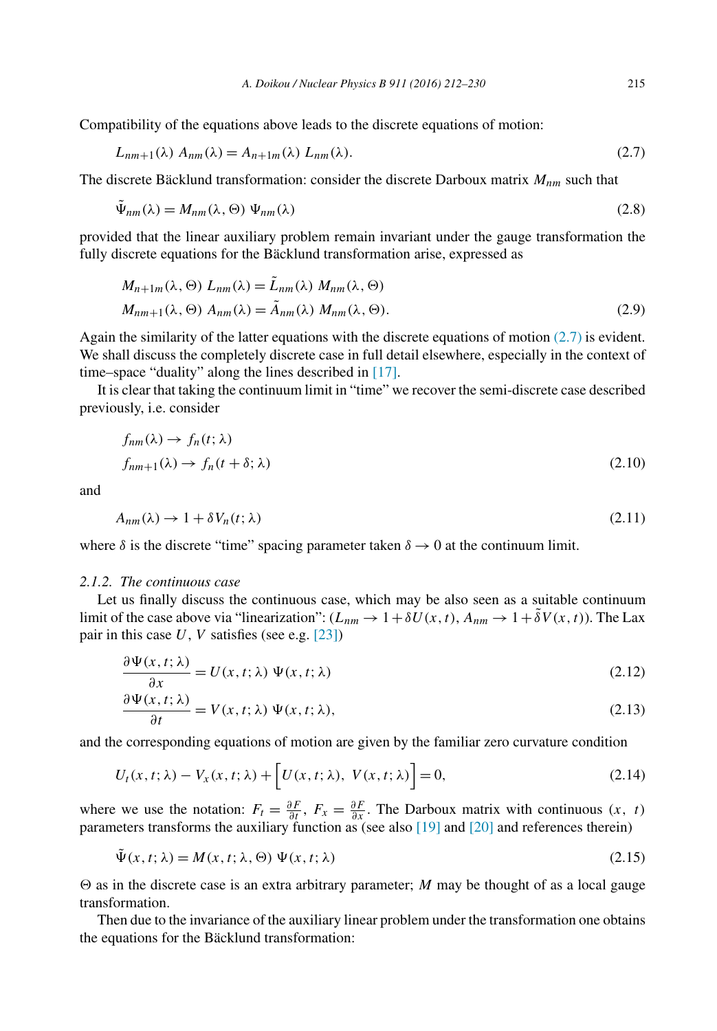Compatibility of the equations above leads to the discrete equations of motion:

$$L_{nm+1}(\lambda)\ A_{nm}(\lambda) = A_{n+1m}(\lambda)\ L_{nm}(\lambda). \tag{2.7}$$

The discrete Bäcklund transformation: consider the discrete Darboux matrix $M_{nm}$ such that

$$\tilde{\Psi}_{nm}(\lambda) = M_{nm}(\lambda, \Theta)\ \Psi_{nm}(\lambda) \tag{2.8}$$

provided that the linear auxiliary problem remain invariant under the gauge transformation the fully discrete equations for the Bäcklund transformation arise, expressed as

$$\begin{aligned} &M_{n+1m}(\lambda, \Theta)\ L_{nm}(\lambda) = \tilde{L}_{nm}(\lambda)\ M_{nm}(\lambda, \Theta) \\ &M_{nm+1}(\lambda, \Theta)\ A_{nm}(\lambda) = \tilde{A}_{nm}(\lambda)\ M_{nm}(\lambda, \Theta). \end{aligned} \tag{2.9}$$

Again the similarity of the latter equations with the discrete equations of motion (2.7) is evident. We shall discuss the completely discrete case in full detail elsewhere, especially in the context of time–space "duality" along the lines described in [17].

It is clear that taking the continuum limit in "time" we recover the semi-discrete case described previously, i.e. consider

$$\begin{aligned} &f_{nm}(\lambda) \to f_n(t; \lambda) \\ &f_{nm+1}(\lambda) \to f_n(t+\delta; \lambda) \end{aligned} \tag{2.10}$$

and

$$A_{nm}(\lambda) \to 1 + \delta V_n(t; \lambda) \tag{2.11}$$

where $\delta$ is the discrete "time" spacing parameter taken $\delta \to 0$ at the continuum limit.

### 2.1.2. *The continuous case*

Let us finally discuss the continuous case, which may be also seen as a suitable continuum limit of the case above via "linearization": ($L_{nm} \to 1 + \delta U(x,t)$, $A_{nm} \to 1 + \tilde{\delta} V(x,t)$). The Lax pair in this case $U$, $V$ satisfies (see e.g. [23])

$$\frac{\partial \Psi(x,t;\lambda)}{\partial x} = U(x,t;\lambda)\ \Psi(x,t;\lambda) \tag{2.12}$$

$$\frac{\partial \Psi(x,t;\lambda)}{\partial t} = V(x,t;\lambda)\ \Psi(x,t;\lambda), \tag{2.13}$$

and the corresponding equations of motion are given by the familiar zero curvature condition

$$U_t(x,t;\lambda) - V_x(x,t;\lambda) + \Big[U(x,t;\lambda),\ V(x,t;\lambda)\Big] = 0, \tag{2.14}$$

where we use the notation: $F_t = \frac{\partial F}{\partial t}$, $F_x = \frac{\partial F}{\partial x}$. The Darboux matrix with continuous $(x,\ t)$ parameters transforms the auxiliary function as (see also [19] and [20] and references therein)

$$\tilde{\Psi}(x,t;\lambda) = M(x,t;\lambda,\Theta)\ \Psi(x,t;\lambda) \tag{2.15}$$

$\Theta$ as in the discrete case is an extra arbitrary parameter; $M$ may be thought of as a local gauge transformation.

Then due to the invariance of the auxiliary linear problem under the transformation one obtains the equations for the Bäcklund transformation: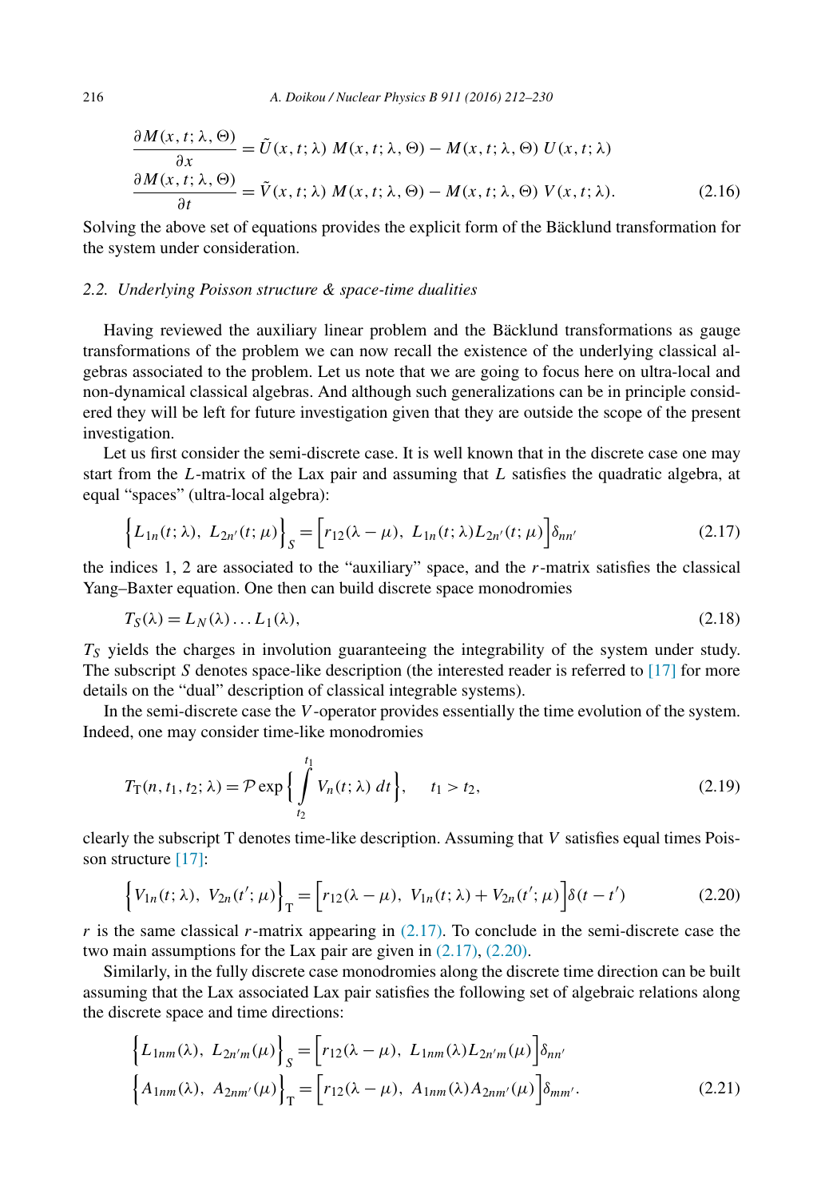$$\frac{\partial M(x,t;\lambda,\Theta)}{\partial x} = \tilde{U}(x,t;\lambda)\; M(x,t;\lambda,\Theta) - M(x,t;\lambda,\Theta)\; U(x,t;\lambda)$$
$$\frac{\partial M(x,t;\lambda,\Theta)}{\partial t} = \tilde{V}(x,t;\lambda)\; M(x,t;\lambda,\Theta) - M(x,t;\lambda,\Theta)\; V(x,t;\lambda). \tag{2.16}$$

Solving the above set of equations provides the explicit form of the Bäcklund transformation for the system under consideration.

### *2.2. Underlying Poisson structure & space-time dualities*

Having reviewed the auxiliary linear problem and the Bäcklund transformations as gauge transformations of the problem we can now recall the existence of the underlying classical algebras associated to the problem. Let us note that we are going to focus here on ultra-local and non-dynamical classical algebras. And although such generalizations can be in principle considered they will be left for future investigation given that they are outside the scope of the present investigation.

Let us first consider the semi-discrete case. It is well known that in the discrete case one may start from the $L$-matrix of the Lax pair and assuming that $L$ satisfies the quadratic algebra, at equal "spaces" (ultra-local algebra):

$$\Big\{L_{1n}(t;\lambda),\; L_{2n'}(t;\mu)\Big\}_S = \Big[r_{12}(\lambda-\mu),\; L_{1n}(t;\lambda)L_{2n'}(t;\mu)\Big]\delta_{nn'} \tag{2.17}$$

the indices 1, 2 are associated to the "auxiliary" space, and the $r$-matrix satisfies the classical Yang–Baxter equation. One then can build discrete space monodromies

$$T_S(\lambda) = L_N(\lambda)\ldots L_1(\lambda), \tag{2.18}$$

$T_S$ yields the charges in involution guaranteeing the integrability of the system under study. The subscript $S$ denotes space-like description (the interested reader is referred to [17] for more details on the "dual" description of classical integrable systems).

In the semi-discrete case the $V$-operator provides essentially the time evolution of the system. Indeed, one may consider time-like monodromies

$$T_{\mathrm{T}}(n,t_1,t_2;\lambda) = \mathcal{P}\exp\Big\{\int_{t_2}^{t_1} V_n(t;\lambda)\,dt\Big\}, \qquad t_1 > t_2, \tag{2.19}$$

clearly the subscript T denotes time-like description. Assuming that $V$ satisfies equal times Poisson structure [17]:

$$\Big\{V_{1n}(t;\lambda),\; V_{2n}(t';\mu)\Big\}_{\mathrm{T}} = \Big[r_{12}(\lambda-\mu),\; V_{1n}(t;\lambda) + V_{2n}(t';\mu)\Big]\delta(t-t') \tag{2.20}$$

$r$ is the same classical $r$-matrix appearing in (2.17). To conclude in the semi-discrete case the two main assumptions for the Lax pair are given in (2.17), (2.20).

Similarly, in the fully discrete case monodromies along the discrete time direction can be built assuming that the Lax associated Lax pair satisfies the following set of algebraic relations along the discrete space and time directions:

$$\Big\{L_{1nm}(\lambda),\; L_{2n'm}(\mu)\Big\}_S = \Big[r_{12}(\lambda-\mu),\; L_{1nm}(\lambda)L_{2n'm}(\mu)\Big]\delta_{nn'}$$
$$\Big\{A_{1nm}(\lambda),\; A_{2nm'}(\mu)\Big\}_{\mathrm{T}} = \Big[r_{12}(\lambda-\mu),\; A_{1nm}(\lambda)A_{2nm'}(\mu)\Big]\delta_{mm'}. \tag{2.21}$$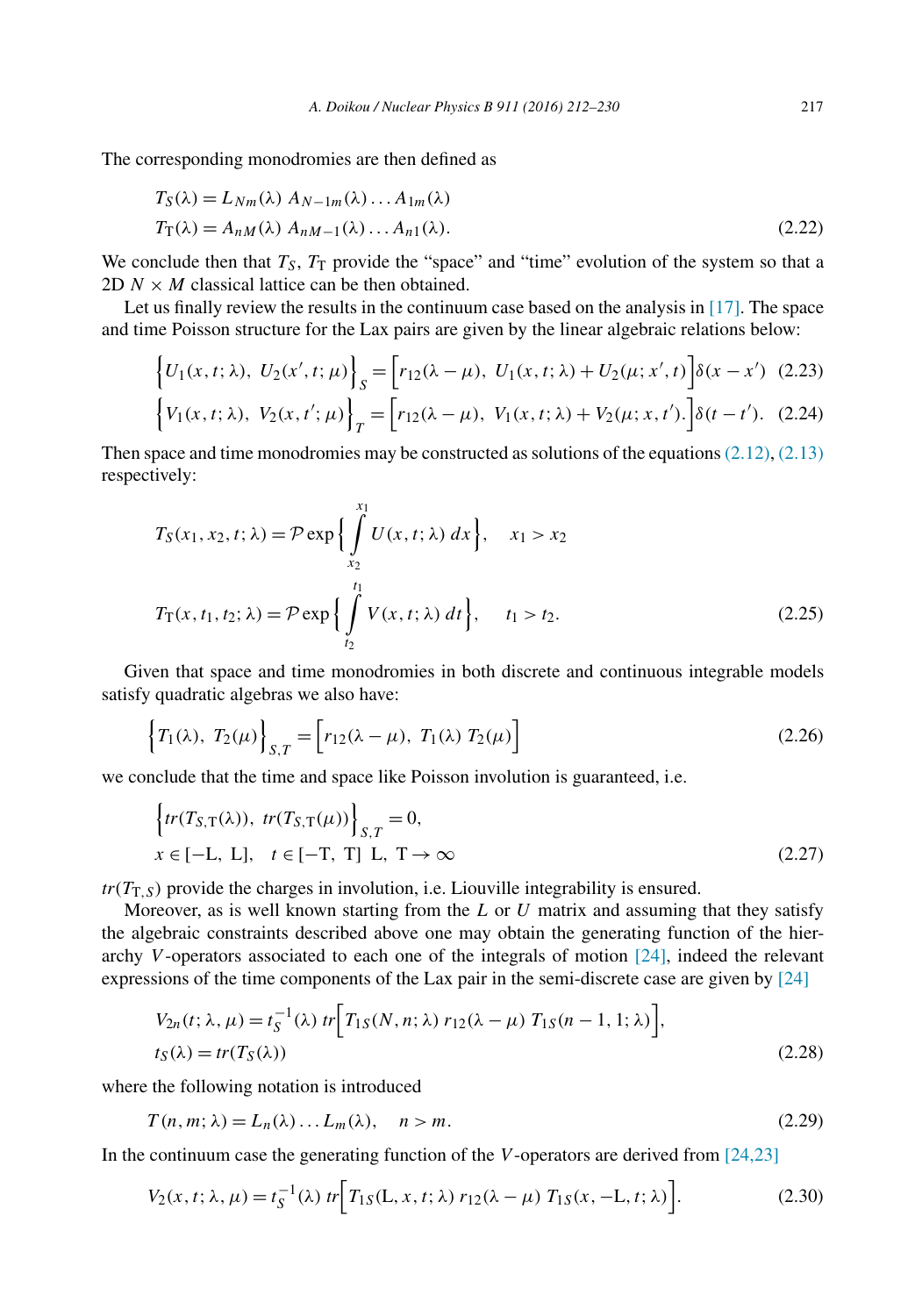The corresponding monodromies are then defined as

$$T_S(\lambda) = L_{Nm}(\lambda)\; A_{N-1m}(\lambda) \ldots A_{1m}(\lambda)$$
$$T_{\mathrm{T}}(\lambda) = A_{nM}(\lambda)\; A_{nM-1}(\lambda) \ldots A_{n1}(\lambda). \tag{2.22}$$

We conclude then that $T_S$, $T_{\mathrm{T}}$ provide the "space" and "time" evolution of the system so that a 2D $N \times M$ classical lattice can be then obtained.

Let us finally review the results in the continuum case based on the analysis in [17]. The space and time Poisson structure for the Lax pairs are given by the linear algebraic relations below:

$$\Big\{U_1(x,t;\lambda),\; U_2(x',t;\mu)\Big\}_S = \Big[r_{12}(\lambda-\mu),\; U_1(x,t;\lambda) + U_2(\mu;x',t)\Big]\delta(x-x') \tag{2.23}$$

$$\Big\{V_1(x,t;\lambda),\; V_2(x,t';\mu)\Big\}_T = \Big[r_{12}(\lambda-\mu),\; V_1(x,t;\lambda) + V_2(\mu;x,t').\Big]\delta(t-t'). \tag{2.24}$$

Then space and time monodromies may be constructed as solutions of the equations (2.12), (2.13) respectively:

$$T_S(x_1,x_2,t;\lambda) = \mathcal{P}\exp\Big\{\int_{x_2}^{x_1} U(x,t;\lambda)\,dx\Big\}, \quad x_1 > x_2$$

$$T_{\mathrm{T}}(x,t_1,t_2;\lambda) = \mathcal{P}\exp\Big\{\int_{t_2}^{t_1} V(x,t;\lambda)\,dt\Big\}, \quad t_1 > t_2. \tag{2.25}$$

Given that space and time monodromies in both discrete and continuous integrable models satisfy quadratic algebras we also have:

$$\Big\{T_1(\lambda),\; T_2(\mu)\Big\}_{S,T} = \Big[r_{12}(\lambda-\mu),\; T_1(\lambda)\;T_2(\mu)\Big] \tag{2.26}$$

we conclude that the time and space like Poisson involution is guaranteed, i.e.

$$\Big\{tr(T_{S,\mathrm{T}}(\lambda)),\; tr(T_{S,\mathrm{T}}(\mu))\Big\}_{S,T} = 0,$$
$$x \in [-\mathrm{L},\;\mathrm{L}], \quad t \in [-\mathrm{T},\;\mathrm{T}]\;\; \mathrm{L},\;\mathrm{T} \to \infty \tag{2.27}$$

$tr(T_{\mathrm{T},S})$ provide the charges in involution, i.e. Liouville integrability is ensured.

Moreover, as is well known starting from the $L$ or $U$ matrix and assuming that they satisfy the algebraic constraints described above one may obtain the generating function of the hierarchy $V$-operators associated to each one of the integrals of motion [24], indeed the relevant expressions of the time components of the Lax pair in the semi-discrete case are given by [24]

$$V_{2n}(t;\lambda,\mu) = t_S^{-1}(\lambda)\; tr\Big[T_{1S}(N,n;\lambda)\; r_{12}(\lambda-\mu)\; T_{1S}(n-1,1;\lambda)\Big],$$
$$t_S(\lambda) = tr(T_S(\lambda)) \tag{2.28}$$

where the following notation is introduced

$$T(n,m;\lambda) = L_n(\lambda)\ldots L_m(\lambda), \quad n > m. \tag{2.29}$$

In the continuum case the generating function of the $V$-operators are derived from [24,23]

$$V_2(x,t;\lambda,\mu) = t_S^{-1}(\lambda)\; tr\Big[T_{1S}(\mathrm{L},x,t;\lambda)\; r_{12}(\lambda-\mu)\; T_{1S}(x,-\mathrm{L},t;\lambda)\Big]. \tag{2.30}$$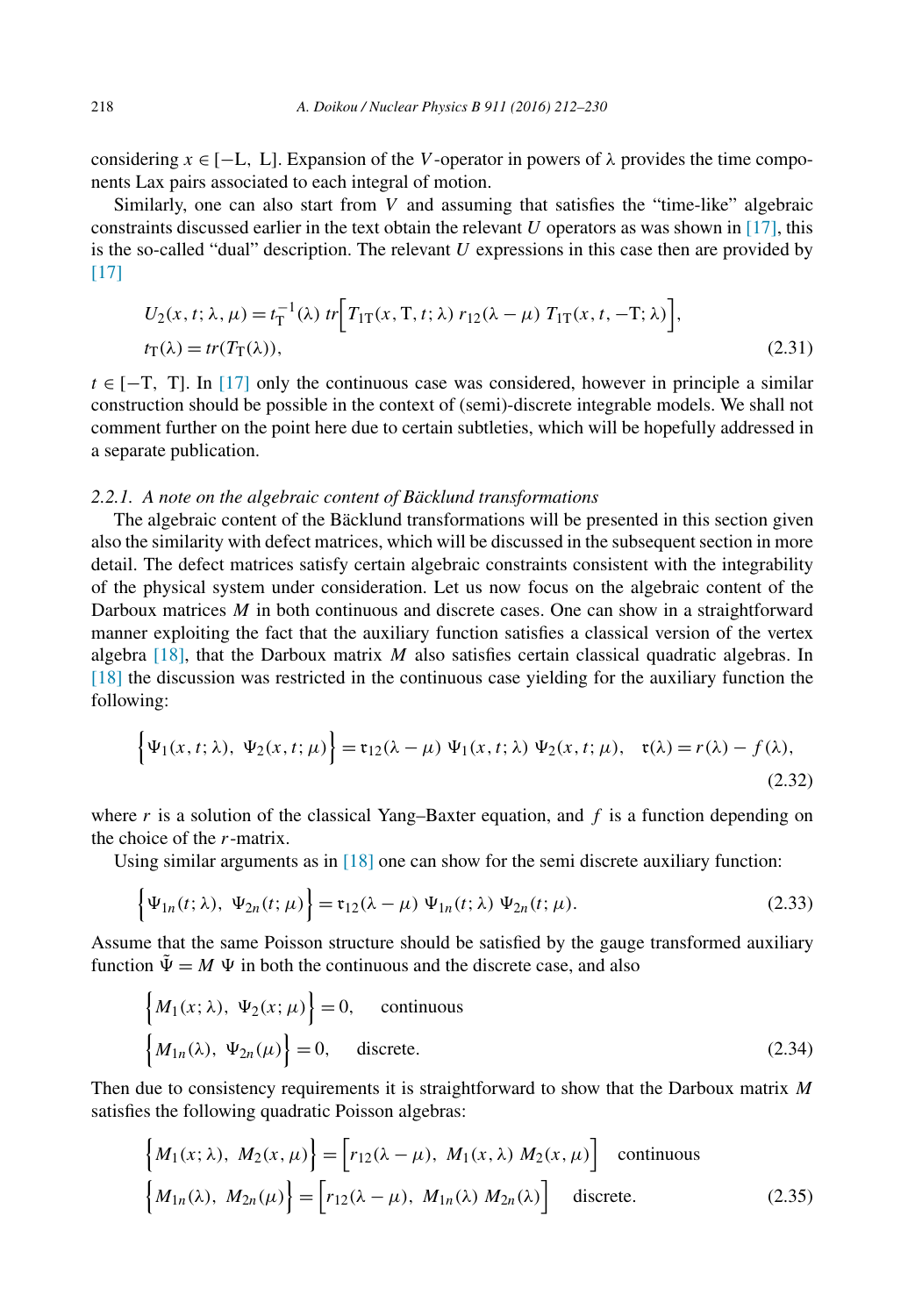considering $x \in [-\mathrm{L}, \mathrm{L}]$. Expansion of the $V$-operator in powers of $\lambda$ provides the time components Lax pairs associated to each integral of motion.

Similarly, one can also start from $V$ and assuming that satisfies the "time-like" algebraic constraints discussed earlier in the text obtain the relevant $U$ operators as was shown in [17], this is the so-called "dual" description. The relevant $U$ expressions in this case then are provided by [17]

$$
\begin{aligned}
&U_2(x,t;\lambda,\mu) = t_{\mathrm{T}}^{-1}(\lambda)\ tr\Big[T_{1\mathrm{T}}(x,\mathrm{T},t;\lambda)\ r_{12}(\lambda-\mu)\ T_{1\mathrm{T}}(x,t,-\mathrm{T};\lambda)\Big],\\
&t_{\mathrm{T}}(\lambda) = tr(T_{\mathrm{T}}(\lambda)),
\end{aligned}
\tag{2.31}
$$

$t \in [-\mathrm{T}, \mathrm{T}]$. In [17] only the continuous case was considered, however in principle a similar construction should be possible in the context of (semi)-discrete integrable models. We shall not comment further on the point here due to certain subtleties, which will be hopefully addressed in a separate publication.

#### 2.2.1. A note on the algebraic content of Bäcklund transformations

The algebraic content of the Bäcklund transformations will be presented in this section given also the similarity with defect matrices, which will be discussed in the subsequent section in more detail. The defect matrices satisfy certain algebraic constraints consistent with the integrability of the physical system under consideration. Let us now focus on the algebraic content of the Darboux matrices $M$ in both continuous and discrete cases. One can show in a straightforward manner exploiting the fact that the auxiliary function satisfies a classical version of the vertex algebra [18], that the Darboux matrix $M$ also satisfies certain classical quadratic algebras. In [18] the discussion was restricted in the continuous case yielding for the auxiliary function the following:

$$
\Big\{\Psi_1(x,t;\lambda),\ \Psi_2(x,t;\mu)\Big\} = \mathfrak{r}_{12}(\lambda-\mu)\ \Psi_1(x,t;\lambda)\ \Psi_2(x,t;\mu), \quad \mathfrak{r}(\lambda) = r(\lambda) - f(\lambda),
\tag{2.32}
$$

where $r$ is a solution of the classical Yang–Baxter equation, and $f$ is a function depending on the choice of the $r$-matrix.

Using similar arguments as in [18] one can show for the semi discrete auxiliary function:

$$
\Big\{\Psi_{1n}(t;\lambda),\ \Psi_{2n}(t;\mu)\Big\} = \mathfrak{r}_{12}(\lambda-\mu)\ \Psi_{1n}(t;\lambda)\ \Psi_{2n}(t;\mu).
\tag{2.33}
$$

Assume that the same Poisson structure should be satisfied by the gauge transformed auxiliary function $\tilde{\Psi} = M\ \Psi$ in both the continuous and the discrete case, and also

$$
\begin{aligned}
&\Big\{M_1(x;\lambda),\ \Psi_2(x;\mu)\Big\} = 0, \qquad \text{continuous}\\
&\Big\{M_{1n}(\lambda),\ \Psi_{2n}(\mu)\Big\} = 0, \qquad \text{discrete.}
\end{aligned}
\tag{2.34}
$$

Then due to consistency requirements it is straightforward to show that the Darboux matrix $M$ satisfies the following quadratic Poisson algebras:

$$
\begin{aligned}
&\Big\{M_1(x;\lambda),\ M_2(x,\mu)\Big\} = \Big[r_{12}(\lambda-\mu),\ M_1(x,\lambda)\ M_2(x,\mu)\Big] \quad \text{continuous}\\
&\Big\{M_{1n}(\lambda),\ M_{2n}(\mu)\Big\} = \Big[r_{12}(\lambda-\mu),\ M_{1n}(\lambda)\ M_{2n}(\lambda)\Big] \quad \text{discrete.}
\end{aligned}
\tag{2.35}
$$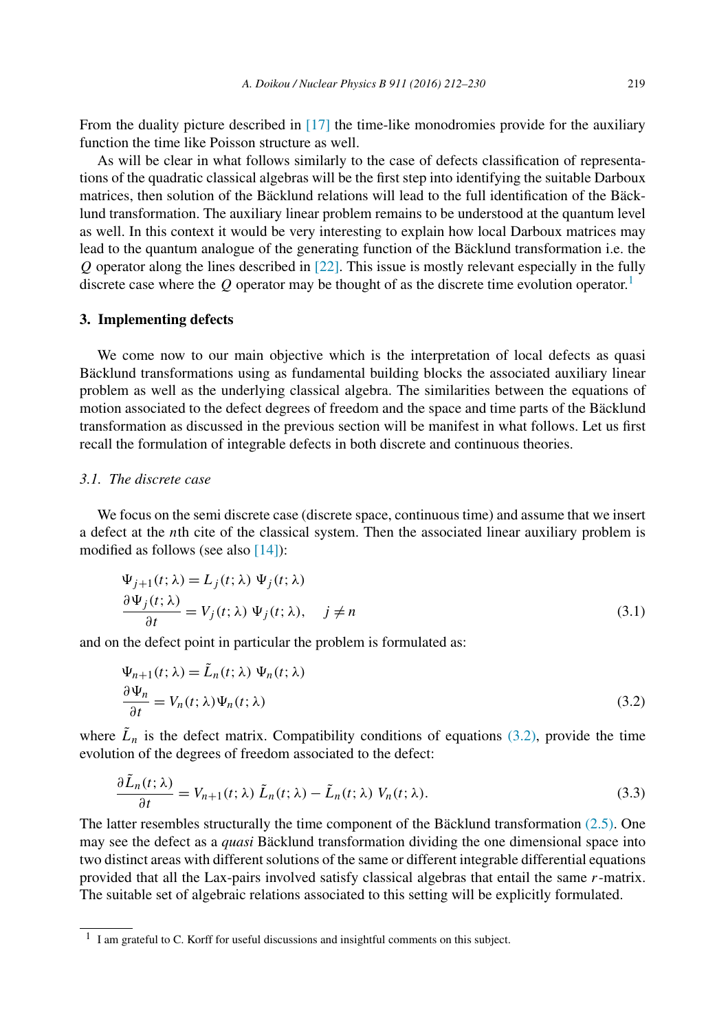From the duality picture described in [17] the time-like monodromies provide for the auxiliary function the time like Poisson structure as well.

As will be clear in what follows similarly to the case of defects classification of representations of the quadratic classical algebras will be the first step into identifying the suitable Darboux matrices, then solution of the Bäcklund relations will lead to the full identification of the Bäcklund transformation. The auxiliary linear problem remains to be understood at the quantum level as well. In this context it would be very interesting to explain how local Darboux matrices may lead to the quantum analogue of the generating function of the Bäcklund transformation i.e. the $Q$ operator along the lines described in [22]. This issue is mostly relevant especially in the fully discrete case where the $Q$ operator may be thought of as the discrete time evolution operator.[1]

## 3. Implementing defects

We come now to our main objective which is the interpretation of local defects as quasi Bäcklund transformations using as fundamental building blocks the associated auxiliary linear problem as well as the underlying classical algebra. The similarities between the equations of motion associated to the defect degrees of freedom and the space and time parts of the Bäcklund transformation as discussed in the previous section will be manifest in what follows. Let us first recall the formulation of integrable defects in both discrete and continuous theories.

### 3.1. The discrete case

We focus on the semi discrete case (discrete space, continuous time) and assume that we insert a defect at the $n$th cite of the classical system. Then the associated linear auxiliary problem is modified as follows (see also [14]):

$$
\begin{aligned}
&\Psi_{j+1}(t;\lambda) = L_j(t;\lambda)\ \Psi_j(t;\lambda) \\
&\frac{\partial \Psi_j(t;\lambda)}{\partial t} = V_j(t;\lambda)\ \Psi_j(t;\lambda), \quad\ j \neq n
\end{aligned}
\tag{3.1}
$$

and on the defect point in particular the problem is formulated as:

$$
\begin{aligned}
&\Psi_{n+1}(t;\lambda) = \tilde{L}_n(t;\lambda)\ \Psi_n(t;\lambda) \\
&\frac{\partial \Psi_n}{\partial t} = V_n(t;\lambda)\Psi_n(t;\lambda)
\end{aligned}
\tag{3.2}
$$

where $\tilde{L}_n$ is the defect matrix. Compatibility conditions of equations (3.2), provide the time evolution of the degrees of freedom associated to the defect:

$$
\frac{\partial \tilde{L}_n(t;\lambda)}{\partial t} = V_{n+1}(t;\lambda)\ \tilde{L}_n(t;\lambda) - \tilde{L}_n(t;\lambda)\ V_n(t;\lambda).
\tag{3.3}
$$

The latter resembles structurally the time component of the Bäcklund transformation (2.5). One may see the defect as a *quasi* Bäcklund transformation dividing the one dimensional space into two distinct areas with different solutions of the same or different integrable differential equations provided that all the Lax-pairs involved satisfy classical algebras that entail the same $r$-matrix. The suitable set of algebraic relations associated to this setting will be explicitly formulated.

[1] I am grateful to C. Korff for useful discussions and insightful comments on this subject.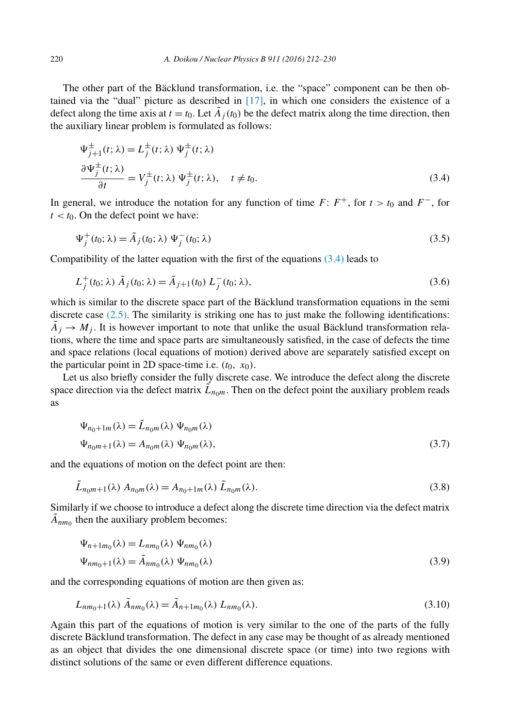The other part of the Bäcklund transformation, i.e. the "space" component can be then obtained via the "dual" picture as described in [17], in which one considers the existence of a defect along the time axis at $t = t_0$. Let $\tilde{A}_j(t_0)$ be the defect matrix along the time direction, then the auxiliary linear problem is formulated as follows:

$$
\begin{aligned}
&\Psi^{\pm}_{j+1}(t;\lambda) = L^{\pm}_j(t;\lambda)\ \Psi^{\pm}_j(t;\lambda) \\
&\frac{\partial \Psi^{\pm}_j(t;\lambda)}{\partial t} = V^{\pm}_j(t;\lambda)\ \Psi^{\pm}_j(t;\lambda), \quad t \neq t_0.
\end{aligned}
\tag{3.4}
$$

In general, we introduce the notation for any function of time $F$: $F^+$, for $t > t_0$ and $F^-$, for $t < t_0$. On the defect point we have:

$$
\Psi^{+}_j(t_0;\lambda) = \tilde{A}_j(t_0;\lambda)\ \Psi^{-}_j(t_0;\lambda)
\tag{3.5}
$$

Compatibility of the latter equation with the first of the equations (3.4) leads to

$$
L^{+}_j(t_0;\lambda)\ \tilde{A}_j(t_0;\lambda) = \tilde{A}_{j+1}(t_0)\ L^{-}_j(t_0;\lambda),
\tag{3.6}
$$

which is similar to the discrete space part of the Bäcklund transformation equations in the semi discrete case (2.5). The similarity is striking one has to just make the following identifications: $\tilde{A}_j \to M_j$. It is however important to note that unlike the usual Bäcklund transformation relations, where the time and space parts are simultaneously satisfied, in the case of defects the time and space relations (local equations of motion) derived above are separately satisfied except on the particular point in 2D space-time i.e. $(t_0,\ x_0)$.

Let us also briefly consider the fully discrete case. We introduce the defect along the discrete space direction via the defect matrix $\tilde{L}_{n_0 m}$. Then on the defect point the auxiliary problem reads as

$$
\begin{aligned}
&\Psi_{n_0+1m}(\lambda) = \tilde{L}_{n_0m}(\lambda)\ \Psi_{n_0m}(\lambda) \\
&\Psi_{n_0m+1}(\lambda) = A_{n_0m}(\lambda)\ \Psi_{n_0m}(\lambda),
\end{aligned}
\tag{3.7}
$$

and the equations of motion on the defect point are then:

$$
\tilde{L}_{n_0m+1}(\lambda)\ A_{n_0m}(\lambda) = A_{n_0+1m}(\lambda)\ \tilde{L}_{n_0m}(\lambda).
\tag{3.8}
$$

Similarly if we choose to introduce a defect along the discrete time direction via the defect matrix $\tilde{A}_{nm_0}$ then the auxiliary problem becomes:

$$
\begin{aligned}
&\Psi_{n+1m_0}(\lambda) = L_{nm_0}(\lambda)\ \Psi_{nm_0}(\lambda) \\
&\Psi_{nm_0+1}(\lambda) = \tilde{A}_{nm_0}(\lambda)\ \Psi_{nm_0}(\lambda)
\end{aligned}
\tag{3.9}
$$

and the corresponding equations of motion are then given as:

$$
L_{nm_0+1}(\lambda)\ \tilde{A}_{nm_0}(\lambda) = \tilde{A}_{n+1m_0}(\lambda)\ L_{nm_0}(\lambda).
\tag{3.10}
$$

Again this part of the equations of motion is very similar to the one of the parts of the fully discrete Bäcklund transformation. The defect in any case may be thought of as already mentioned as an object that divides the one dimensional discrete space (or time) into two regions with distinct solutions of the same or even different difference equations.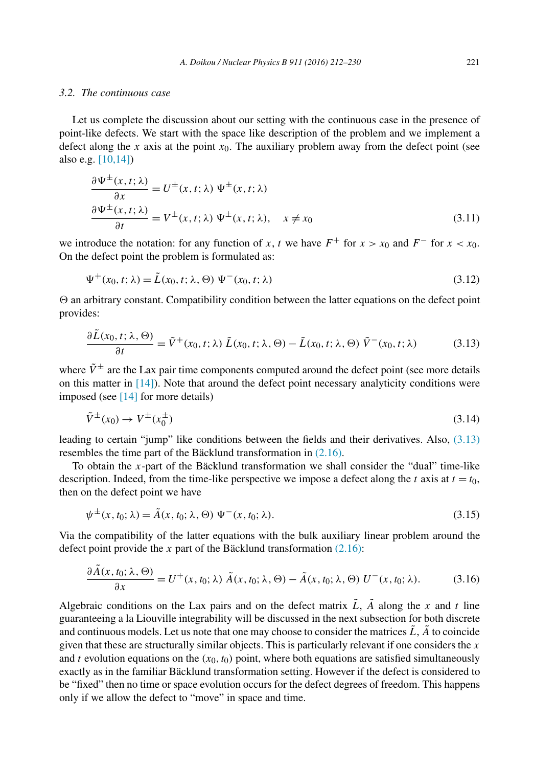### 3.2. The continuous case

Let us complete the discussion about our setting with the continuous case in the presence of point-like defects. We start with the space like description of the problem and we implement a defect along the $x$ axis at the point $x_0$. The auxiliary problem away from the defect point (see also e.g. [10,14])

$$
\begin{aligned}
\frac{\partial \Psi^{\pm}(x,t;\lambda)}{\partial x} &= U^{\pm}(x,t;\lambda)\ \Psi^{\pm}(x,t;\lambda) \\
\frac{\partial \Psi^{\pm}(x,t;\lambda)}{\partial t} &= V^{\pm}(x,t;\lambda)\ \Psi^{\pm}(x,t;\lambda), \quad x \neq x_0
\end{aligned}
\tag{3.11}
$$

we introduce the notation: for any function of $x$, $t$ we have $F^+$ for $x > x_0$ and $F^-$ for $x < x_0$. On the defect point the problem is formulated as:

$$
\Psi^{+}(x_0,t;\lambda) = \tilde{L}(x_0,t;\lambda,\Theta)\ \Psi^{-}(x_0,t;\lambda) \tag{3.12}
$$

$\Theta$ an arbitrary constant. Compatibility condition between the latter equations on the defect point provides:

$$
\frac{\partial \tilde{L}(x_0,t;\lambda,\Theta)}{\partial t} = \tilde{V}^{+}(x_0,t;\lambda)\ \tilde{L}(x_0,t;\lambda,\Theta) - \tilde{L}(x_0,t;\lambda,\Theta)\ \tilde{V}^{-}(x_0,t;\lambda) \tag{3.13}
$$

where $\tilde{V}^{\pm}$ are the Lax pair time components computed around the defect point (see more details on this matter in [14]). Note that around the defect point necessary analyticity conditions were imposed (see [14] for more details)

$$
\tilde{V}^{\pm}(x_0) \to V^{\pm}(x_0^{\pm}) \tag{3.14}
$$

leading to certain "jump" like conditions between the fields and their derivatives. Also, (3.13) resembles the time part of the Bäcklund transformation in (2.16).

To obtain the $x$-part of the Bäcklund transformation we shall consider the "dual" time-like description. Indeed, from the time-like perspective we impose a defect along the $t$ axis at $t = t_0$, then on the defect point we have

$$
\psi^{\pm}(x,t_0;\lambda) = \tilde{A}(x,t_0;\lambda,\Theta)\ \Psi^{-}(x,t_0;\lambda). \tag{3.15}
$$

Via the compatibility of the latter equations with the bulk auxiliary linear problem around the defect point provide the $x$ part of the Bäcklund transformation (2.16):

$$
\frac{\partial \tilde{A}(x,t_0;\lambda,\Theta)}{\partial x} = U^{+}(x,t_0;\lambda)\ \tilde{A}(x,t_0;\lambda,\Theta) - \tilde{A}(x,t_0;\lambda,\Theta)\ U^{-}(x,t_0;\lambda). \tag{3.16}
$$

Algebraic conditions on the Lax pairs and on the defect matrix $\tilde{L}$, $\tilde{A}$ along the $x$ and $t$ line guaranteeing a la Liouville integrability will be discussed in the next subsection for both discrete and continuous models. Let us note that one may choose to consider the matrices $\tilde{L}$, $\tilde{A}$ to coincide given that these are structurally similar objects. This is particularly relevant if one considers the $x$ and $t$ evolution equations on the $(x_0, t_0)$ point, where both equations are satisfied simultaneously exactly as in the familiar Bäcklund transformation setting. However if the defect is considered to be "fixed" then no time or space evolution occurs for the defect degrees of freedom. This happens only if we allow the defect to "move" in space and time.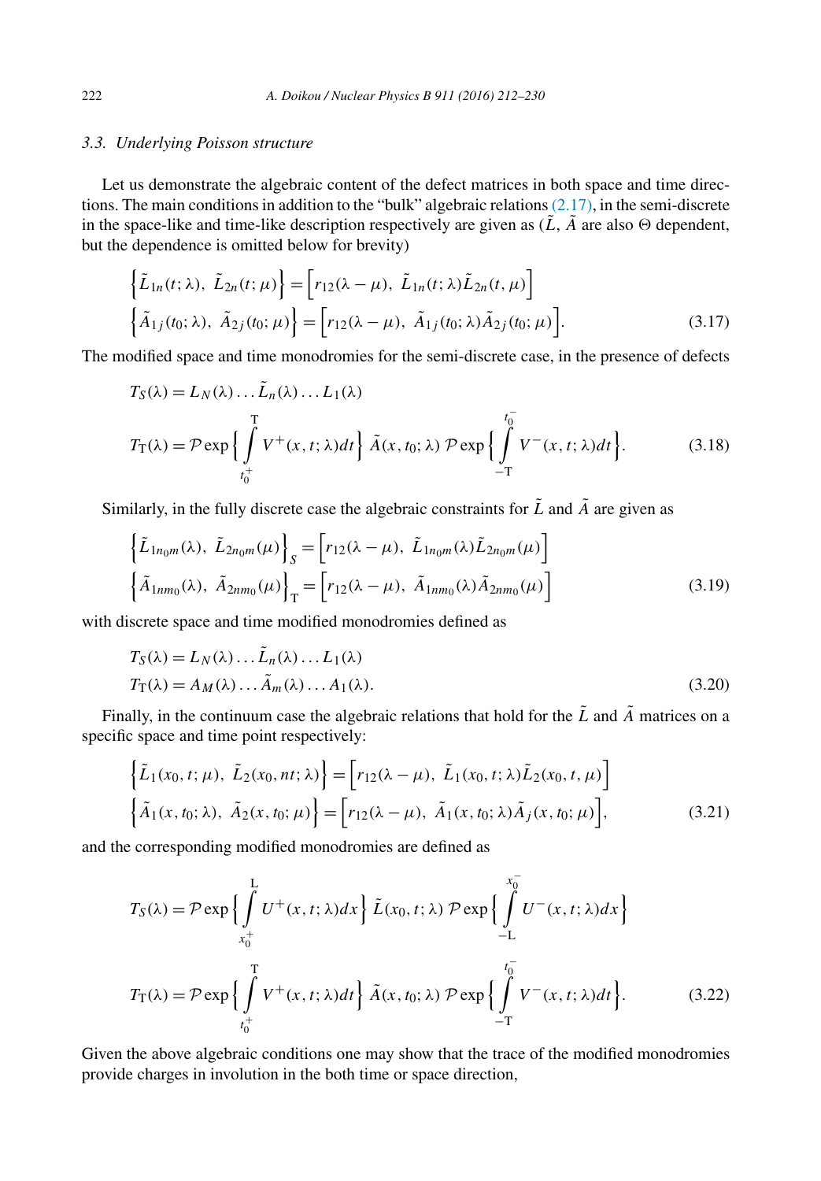### 3.3. Underlying Poisson structure

Let us demonstrate the algebraic content of the defect matrices in both space and time directions. The main conditions in addition to the "bulk" algebraic relations (2.17), in the semi-discrete in the space-like and time-like description respectively are given as ($\tilde{L}$, $\tilde{A}$ are also $\Theta$ dependent, but the dependence is omitted below for brevity)

$$
\begin{aligned}
&\Big\{ \tilde{L}_{1n}(t;\lambda),\ \tilde{L}_{2n}(t;\mu) \Big\} = \Big[ r_{12}(\lambda-\mu),\ \tilde{L}_{1n}(t;\lambda)\tilde{L}_{2n}(t,\mu) \Big] \\
&\Big\{ \tilde{A}_{1j}(t_0;\lambda),\ \tilde{A}_{2j}(t_0;\mu) \Big\} = \Big[ r_{12}(\lambda-\mu),\ \tilde{A}_{1j}(t_0;\lambda)\tilde{A}_{2j}(t_0;\mu) \Big].
\end{aligned} \tag{3.17}
$$

The modified space and time monodromies for the semi-discrete case, in the presence of defects

$$
\begin{aligned}
&T_S(\lambda) = L_N(\lambda)\ldots\tilde{L}_n(\lambda)\ldots L_1(\lambda) \\
&T_{\mathrm{T}}(\lambda) = \mathcal{P}\exp\Big\{ \int_{t_0^+}^{\mathrm{T}} V^+(x,t;\lambda)dt \Big\}\ \tilde{A}(x,t_0;\lambda)\ \mathcal{P}\exp\Big\{ \int_{-\mathrm{T}}^{t_0^-} V^-(x,t;\lambda)dt \Big\}.
\end{aligned} \tag{3.18}
$$

Similarly, in the fully discrete case the algebraic constraints for $\tilde{L}$ and $\tilde{A}$ are given as

$$
\begin{aligned}
&\Big\{ \tilde{L}_{1n_0m}(\lambda),\ \tilde{L}_{2n_0m}(\mu) \Big\}_S = \Big[ r_{12}(\lambda-\mu),\ \tilde{L}_{1n_0m}(\lambda)\tilde{L}_{2n_0m}(\mu) \Big] \\
&\Big\{ \tilde{A}_{1nm_0}(\lambda),\ \tilde{A}_{2nm_0}(\mu) \Big\}_{\mathrm{T}} = \Big[ r_{12}(\lambda-\mu),\ \tilde{A}_{1nm_0}(\lambda)\tilde{A}_{2nm_0}(\mu) \Big]
\end{aligned} \tag{3.19}
$$

with discrete space and time modified monodromies defined as

$$
\begin{aligned}
&T_S(\lambda) = L_N(\lambda)\ldots\tilde{L}_n(\lambda)\ldots L_1(\lambda) \\
&T_{\mathrm{T}}(\lambda) = A_M(\lambda)\ldots\tilde{A}_m(\lambda)\ldots A_1(\lambda).
\end{aligned} \tag{3.20}
$$

Finally, in the continuum case the algebraic relations that hold for the $\tilde{L}$ and $\tilde{A}$ matrices on a specific space and time point respectively:

$$
\begin{aligned}
&\Big\{ \tilde{L}_1(x_0,t;\mu),\ \tilde{L}_2(x_0,nt;\lambda) \Big\} = \Big[ r_{12}(\lambda-\mu),\ \tilde{L}_1(x_0,t;\lambda)\tilde{L}_2(x_0,t,\mu) \Big] \\
&\Big\{ \tilde{A}_1(x,t_0;\lambda),\ \tilde{A}_2(x,t_0;\mu) \Big\} = \Big[ r_{12}(\lambda-\mu),\ \tilde{A}_1(x,t_0;\lambda)\tilde{A}_j(x,t_0;\mu) \Big],
\end{aligned} \tag{3.21}
$$

and the corresponding modified monodromies are defined as

$$
\begin{aligned}
&T_S(\lambda) = \mathcal{P}\exp\Big\{ \int_{x_0^+}^{\mathrm{L}} U^+(x,t;\lambda)dx \Big\}\ \tilde{L}(x_0,t;\lambda)\ \mathcal{P}\exp\Big\{ \int_{-\mathrm{L}}^{x_0^-} U^-(x,t;\lambda)dx \Big\} \\
&T_{\mathrm{T}}(\lambda) = \mathcal{P}\exp\Big\{ \int_{t_0^+}^{\mathrm{T}} V^+(x,t;\lambda)dt \Big\}\ \tilde{A}(x,t_0;\lambda)\ \mathcal{P}\exp\Big\{ \int_{-\mathrm{T}}^{t_0^-} V^-(x,t;\lambda)dt \Big\}.
\end{aligned} \tag{3.22}
$$

Given the above algebraic conditions one may show that the trace of the modified monodromies provide charges in involution in the both time or space direction,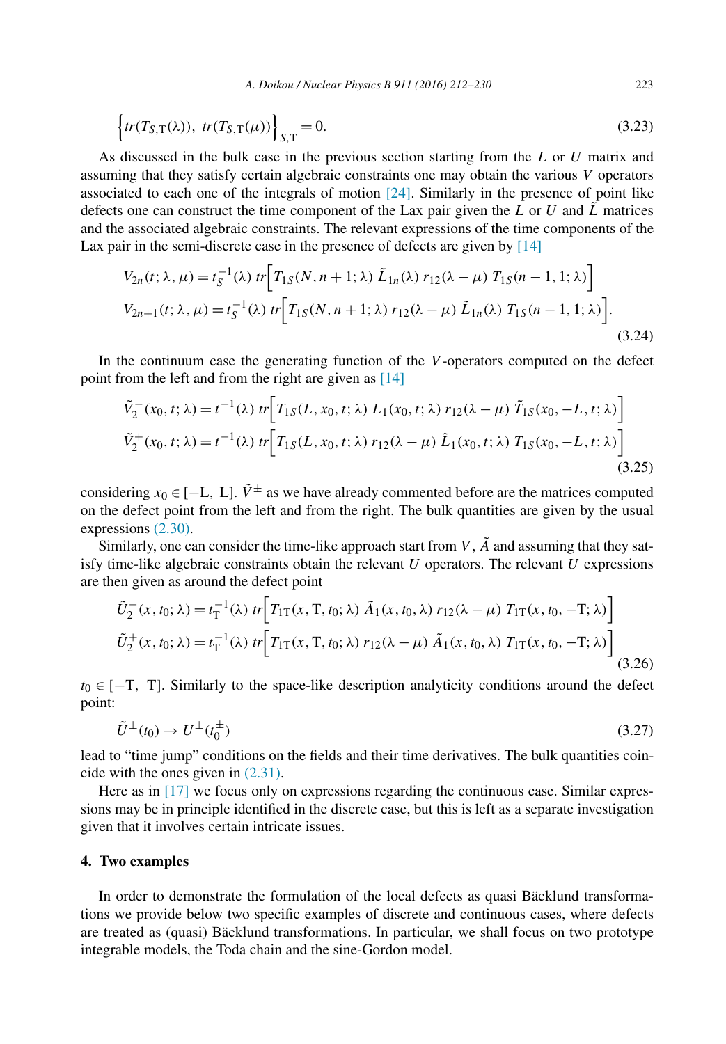$$\Big\{tr(T_{S,\mathrm{T}}(\lambda)),\ tr(T_{S,\mathrm{T}}(\mu))\Big\}_{S,\mathrm{T}} = 0. \tag{3.23}$$

As discussed in the bulk case in the previous section starting from the $L$ or $U$ matrix and assuming that they satisfy certain algebraic constraints one may obtain the various $V$ operators associated to each one of the integrals of motion [24]. Similarly in the presence of point like defects one can construct the time component of the Lax pair given the $L$ or $U$ and $\tilde{L}$ matrices and the associated algebraic constraints. The relevant expressions of the time components of the Lax pair in the semi-discrete case in the presence of defects are given by [14]

$$\begin{aligned}
V_{2n}(t;\lambda,\mu) &= t_S^{-1}(\lambda)\ tr\Big[T_{1S}(N,n+1;\lambda)\ \tilde{L}_{1n}(\lambda)\ r_{12}(\lambda-\mu)\ T_{1S}(n-1,1;\lambda)\Big]\\
V_{2n+1}(t;\lambda,\mu) &= t_S^{-1}(\lambda)\ tr\Big[T_{1S}(N,n+1;\lambda)\ r_{12}(\lambda-\mu)\ \tilde{L}_{1n}(\lambda)\ T_{1S}(n-1,1;\lambda)\Big].
\end{aligned} \tag{3.24}$$

In the continuum case the generating function of the $V$-operators computed on the defect point from the left and from the right are given as [14]

$$\begin{aligned}
\tilde{V}_2^-(x_0,t;\lambda) &= t^{-1}(\lambda)\ tr\Big[T_{1S}(L,x_0,t;\lambda)\ L_1(x_0,t;\lambda)\ r_{12}(\lambda-\mu)\ \tilde{T}_{1S}(x_0,-L,t;\lambda)\Big]\\
\tilde{V}_2^+(x_0,t;\lambda) &= t^{-1}(\lambda)\ tr\Big[T_{1S}(L,x_0,t;\lambda)\ r_{12}(\lambda-\mu)\ \tilde{L}_1(x_0,t;\lambda)\ T_{1S}(x_0,-L,t;\lambda)\Big]
\end{aligned} \tag{3.25}$$

considering $x_0 \in [-\mathrm{L},\ \mathrm{L}]$. $\tilde{V}^{\pm}$ as we have already commented before are the matrices computed on the defect point from the left and from the right. The bulk quantities are given by the usual expressions (2.30).

Similarly, one can consider the time-like approach start from $V$, $\tilde{A}$ and assuming that they satisfy time-like algebraic constraints obtain the relevant $U$ operators. The relevant $U$ expressions are then given as around the defect point

$$\begin{aligned}
\tilde{U}_2^-(x,t_0;\lambda) &= t_{\mathrm{T}}^{-1}(\lambda)\ tr\Big[T_{1\mathrm{T}}(x,\mathrm{T},t_0;\lambda)\ \tilde{A}_1(x,t_0,\lambda)\ r_{12}(\lambda-\mu)\ T_{1\mathrm{T}}(x,t_0,-\mathrm{T};\lambda)\Big]\\
\tilde{U}_2^+(x,t_0;\lambda) &= t_{\mathrm{T}}^{-1}(\lambda)\ tr\Big[T_{1\mathrm{T}}(x,\mathrm{T},t_0;\lambda)\ r_{12}(\lambda-\mu)\ \tilde{A}_1(x,t_0,\lambda)\ T_{1\mathrm{T}}(x,t_0,-\mathrm{T};\lambda)\Big]
\end{aligned} \tag{3.26}$$

$t_0 \in [-\mathrm{T},\ \mathrm{T}]$. Similarly to the space-like description analyticity conditions around the defect point:

$$\tilde{U}^{\pm}(t_0) \to U^{\pm}(t_0^{\pm}) \tag{3.27}$$

lead to "time jump" conditions on the fields and their time derivatives. The bulk quantities coincide with the ones given in (2.31).

Here as in [17] we focus only on expressions regarding the continuous case. Similar expressions may be in principle identified in the discrete case, but this is left as a separate investigation given that it involves certain intricate issues.

## 4. Two examples

In order to demonstrate the formulation of the local defects as quasi Bäcklund transformations we provide below two specific examples of discrete and continuous cases, where defects are treated as (quasi) Bäcklund transformations. In particular, we shall focus on two prototype integrable models, the Toda chain and the sine-Gordon model.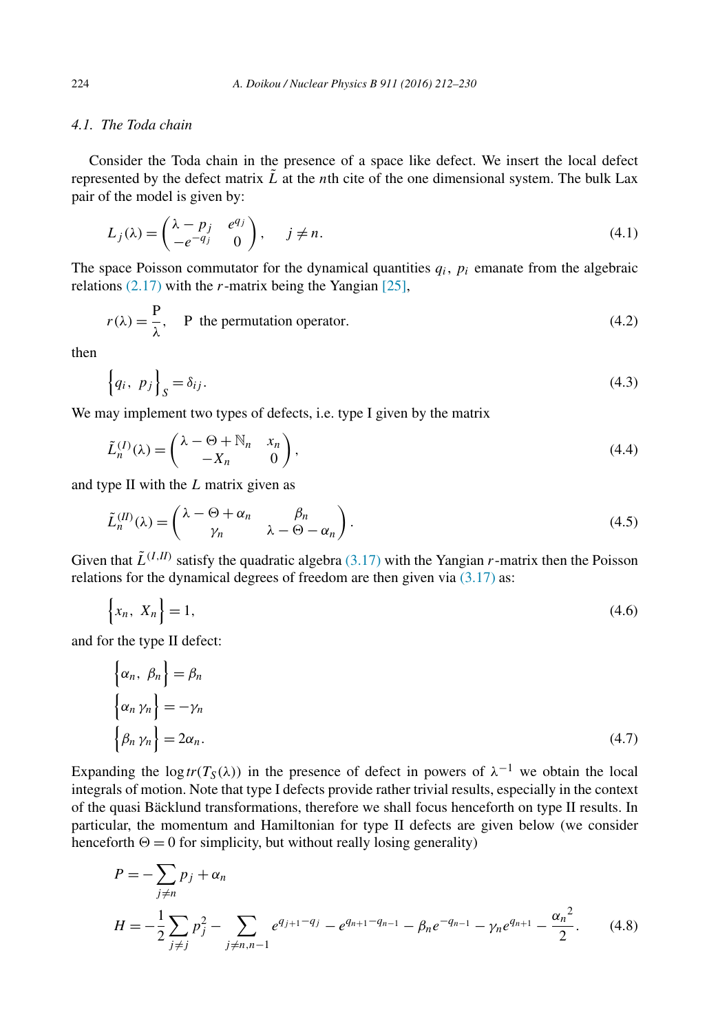### 4.1. The Toda chain

Consider the Toda chain in the presence of a space like defect. We insert the local defect represented by the defect matrix $\tilde{L}$ at the $n$th cite of the one dimensional system. The bulk Lax pair of the model is given by:

$$L_j(\lambda) = \begin{pmatrix} \lambda - p_j & e^{q_j} \\ -e^{-q_j} & 0 \end{pmatrix}, \quad j \neq n. \tag{4.1}$$

The space Poisson commutator for the dynamical quantities $q_i$, $p_i$ emanate from the algebraic relations (2.17) with the $r$-matrix being the Yangian [25],

$$r(\lambda) = \frac{\mathrm{P}}{\lambda}, \quad \mathrm{P} \text{ the permutation operator.} \tag{4.2}$$

then

$$\Big\{q_i,\ p_j\Big\}_S = \delta_{ij}. \tag{4.3}$$

We may implement two types of defects, i.e. type I given by the matrix

$$\tilde{L}_n^{(I)}(\lambda) = \begin{pmatrix} \lambda - \Theta + \mathbb{N}_n & x_n \\ -X_n & 0 \end{pmatrix}, \tag{4.4}$$

and type II with the $L$ matrix given as

$$\tilde{L}_n^{(II)}(\lambda) = \begin{pmatrix} \lambda - \Theta + \alpha_n & \beta_n \\ \gamma_n & \lambda - \Theta - \alpha_n \end{pmatrix}. \tag{4.5}$$

Given that $\tilde{L}^{(I,II)}$ satisfy the quadratic algebra (3.17) with the Yangian $r$-matrix then the Poisson relations for the dynamical degrees of freedom are then given via (3.17) as:

$$\Big\{x_n,\ X_n\Big\} = 1, \tag{4.6}$$

and for the type II defect:

$$\begin{aligned} &\Big\{\alpha_n,\ \beta_n\Big\} = \beta_n \\ &\Big\{\alpha_n\, \gamma_n\Big\} = -\gamma_n \\ &\Big\{\beta_n\, \gamma_n\Big\} = 2\alpha_n. \end{aligned} \tag{4.7}$$

Expanding the $\log tr(T_S(\lambda))$ in the presence of defect in powers of $\lambda^{-1}$ we obtain the local integrals of motion. Note that type I defects provide rather trivial results, especially in the context of the quasi Bäcklund transformations, therefore we shall focus henceforth on type II results. In particular, the momentum and Hamiltonian for type II defects are given below (we consider henceforth $\Theta = 0$ for simplicity, but without really losing generality)

$$\begin{aligned} P &= -\sum_{j\neq n} p_j + \alpha_n \\ H &= -\frac{1}{2}\sum_{j\neq j} p_j^2 - \sum_{j\neq n,n-1} e^{q_{j+1}-q_j} - e^{q_{n+1}-q_{n-1}} - \beta_n e^{-q_{n-1}} - \gamma_n e^{q_{n+1}} - \frac{{\alpha_n}^2}{2}. \end{aligned} \tag{4.8}$$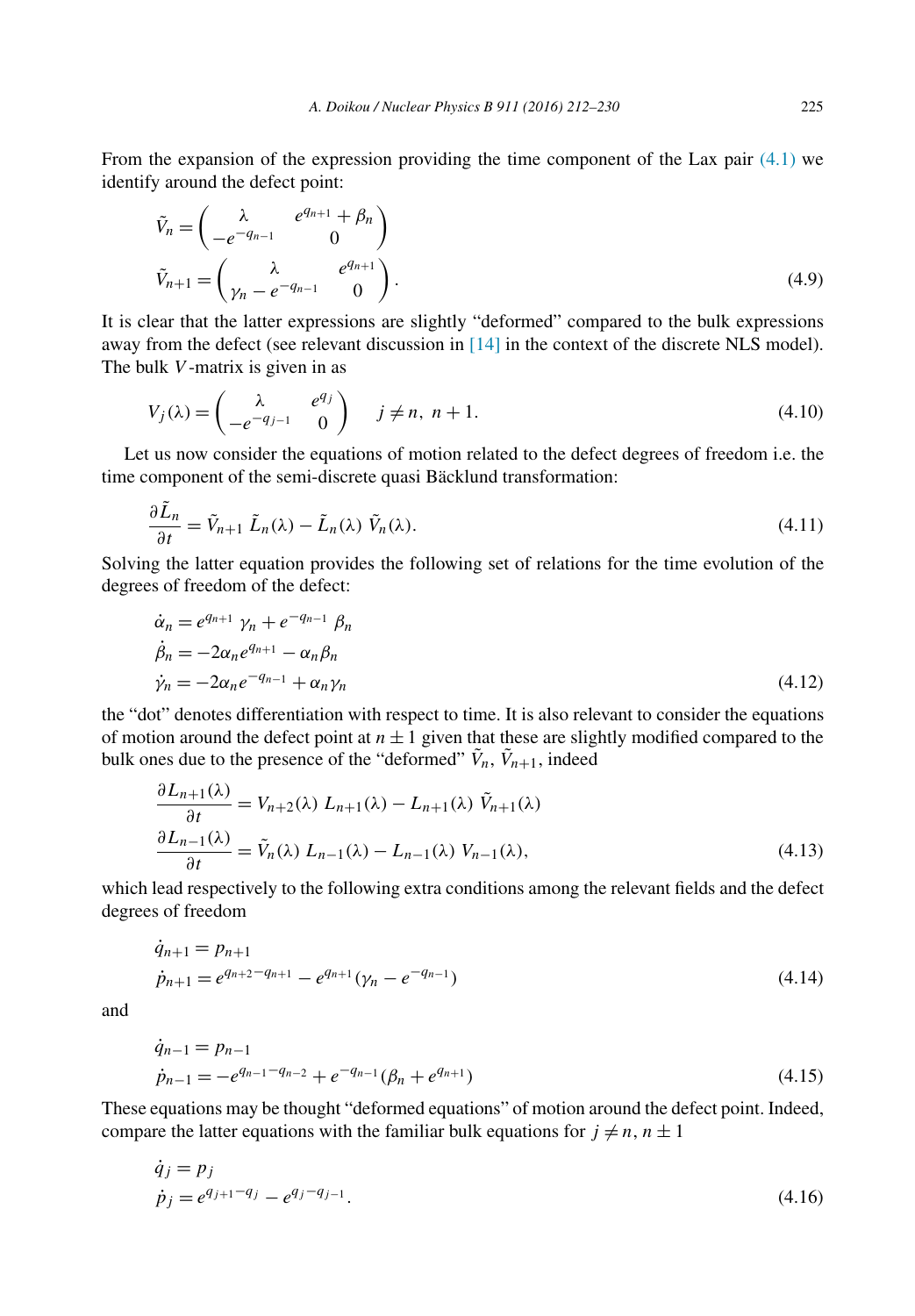From the expansion of the expression providing the time component of the Lax pair (4.1) we identify around the defect point:

$$\tilde{V}_n = \begin{pmatrix} \lambda & e^{q_{n+1}} + \beta_n \\ -e^{-q_{n-1}} & 0 \end{pmatrix}$$
$$\tilde{V}_{n+1} = \begin{pmatrix} \lambda & e^{q_{n+1}} \\ \gamma_n - e^{-q_{n-1}} & 0 \end{pmatrix}. \tag{4.9}$$

It is clear that the latter expressions are slightly "deformed" compared to the bulk expressions away from the defect (see relevant discussion in [14] in the context of the discrete NLS model). The bulk $V$-matrix is given in as

$$V_j(\lambda) = \begin{pmatrix} \lambda & e^{q_j} \\ -e^{-q_{j-1}} & 0 \end{pmatrix} \qquad j \neq n,\ n+1. \tag{4.10}$$

Let us now consider the equations of motion related to the defect degrees of freedom i.e. the time component of the semi-discrete quasi Bäcklund transformation:

$$\frac{\partial \tilde{L}_n}{\partial t} = \tilde{V}_{n+1}\ \tilde{L}_n(\lambda) - \tilde{L}_n(\lambda)\ \tilde{V}_n(\lambda). \tag{4.11}$$

Solving the latter equation provides the following set of relations for the time evolution of the degrees of freedom of the defect:

$$\begin{aligned}
\dot{\alpha}_n &= e^{q_{n+1}}\ \gamma_n + e^{-q_{n-1}}\ \beta_n \\
\dot{\beta}_n &= -2\alpha_n e^{q_{n+1}} - \alpha_n \beta_n \\
\dot{\gamma}_n &= -2\alpha_n e^{-q_{n-1}} + \alpha_n \gamma_n
\end{aligned} \tag{4.12}$$

the "dot" denotes differentiation with respect to time. It is also relevant to consider the equations of motion around the defect point at $n \pm 1$ given that these are slightly modified compared to the bulk ones due to the presence of the "deformed" $\tilde{V}_n$, $\tilde{V}_{n+1}$, indeed

$$\begin{aligned}
\frac{\partial L_{n+1}(\lambda)}{\partial t} &= V_{n+2}(\lambda)\ L_{n+1}(\lambda) - L_{n+1}(\lambda)\ \tilde{V}_{n+1}(\lambda) \\
\frac{\partial L_{n-1}(\lambda)}{\partial t} &= \tilde{V}_n(\lambda)\ L_{n-1}(\lambda) - L_{n-1}(\lambda)\ V_{n-1}(\lambda),
\end{aligned} \tag{4.13}$$

which lead respectively to the following extra conditions among the relevant fields and the defect degrees of freedom

$$\begin{aligned}
\dot{q}_{n+1} &= p_{n+1} \\
\dot{p}_{n+1} &= e^{q_{n+2} - q_{n+1}} - e^{q_{n+1}}(\gamma_n - e^{-q_{n-1}})
\end{aligned} \tag{4.14}$$

and

$$\begin{aligned}
\dot{q}_{n-1} &= p_{n-1} \\
\dot{p}_{n-1} &= -e^{q_{n-1} - q_{n-2}} + e^{-q_{n-1}}(\beta_n + e^{q_{n+1}})
\end{aligned} \tag{4.15}$$

These equations may be thought "deformed equations" of motion around the defect point. Indeed, compare the latter equations with the familiar bulk equations for $j \neq n, n \pm 1$

$$\begin{aligned}
\dot{q}_j &= p_j \\
\dot{p}_j &= e^{q_{j+1} - q_j} - e^{q_j - q_{j-1}}.
\end{aligned} \tag{4.16}$$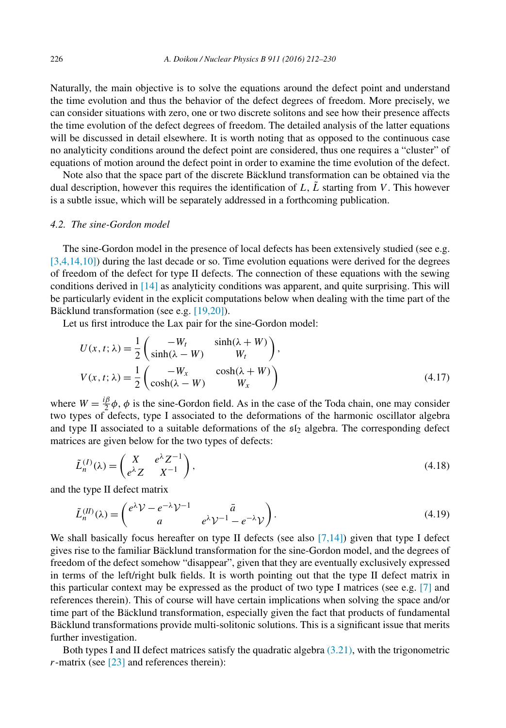Naturally, the main objective is to solve the equations around the defect point and understand the time evolution and thus the behavior of the defect degrees of freedom. More precisely, we can consider situations with zero, one or two discrete solitons and see how their presence affects the time evolution of the defect degrees of freedom. The detailed analysis of the latter equations will be discussed in detail elsewhere. It is worth noting that as opposed to the continuous case no analyticity conditions around the defect point are considered, thus one requires a "cluster" of equations of motion around the defect point in order to examine the time evolution of the defect.

Note also that the space part of the discrete Bäcklund transformation can be obtained via the dual description, however this requires the identification of $L$, $\tilde{L}$ starting from $V$. This however is a subtle issue, which will be separately addressed in a forthcoming publication.

### 4.2. The sine-Gordon model

The sine-Gordon model in the presence of local defects has been extensively studied (see e.g. [3,4,14,10]) during the last decade or so. Time evolution equations were derived for the degrees of freedom of the defect for type II defects. The connection of these equations with the sewing conditions derived in [14] as analyticity conditions was apparent, and quite surprising. This will be particularly evident in the explicit computations below when dealing with the time part of the Bäcklund transformation (see e.g. [19,20]).

Let us first introduce the Lax pair for the sine-Gordon model:

$$
\begin{aligned}
U(x,t;\lambda) &= \frac{1}{2}\begin{pmatrix} -W_t & \sinh(\lambda+W) \\ \sinh(\lambda-W) & W_t \end{pmatrix}, \\
V(x,t;\lambda) &= \frac{1}{2}\begin{pmatrix} -W_x & \cosh(\lambda+W) \\ \cosh(\lambda-W) & W_x \end{pmatrix}
\end{aligned}
\tag{4.17}
$$

where $W = \frac{i\beta}{2}\phi$, $\phi$ is the sine-Gordon field. As in the case of the Toda chain, one may consider two types of defects, type I associated to the deformations of the harmonic oscillator algebra and type II associated to a suitable deformations of the $\mathfrak{sl}_2$ algebra. The corresponding defect matrices are given below for the two types of defects:

$$
\tilde{L}_n^{(I)}(\lambda) = \begin{pmatrix} X & e^{\lambda}Z^{-1} \\ e^{\lambda}Z & X^{-1} \end{pmatrix},
\tag{4.18}
$$

and the type II defect matrix

$$
\tilde{L}_n^{(II)}(\lambda) = \begin{pmatrix} e^{\lambda}\mathcal{V} - e^{-\lambda}\mathcal{V}^{-1} & \bar{a} \\ a & e^{\lambda}\mathcal{V}^{-1} - e^{-\lambda}\mathcal{V} \end{pmatrix}.
\tag{4.19}
$$

We shall basically focus hereafter on type II defects (see also [7,14]) given that type I defect gives rise to the familiar Bäcklund transformation for the sine-Gordon model, and the degrees of freedom of the defect somehow "disappear", given that they are eventually exclusively expressed in terms of the left/right bulk fields. It is worth pointing out that the type II defect matrix in this particular context may be expressed as the product of two type I matrices (see e.g. [7] and references therein). This of course will have certain implications when solving the space and/or time part of the Bäcklund transformation, especially given the fact that products of fundamental Bäcklund transformations provide multi-solitonic solutions. This is a significant issue that merits further investigation.

Both types I and II defect matrices satisfy the quadratic algebra (3.21), with the trigonometric $r$-matrix (see [23] and references therein):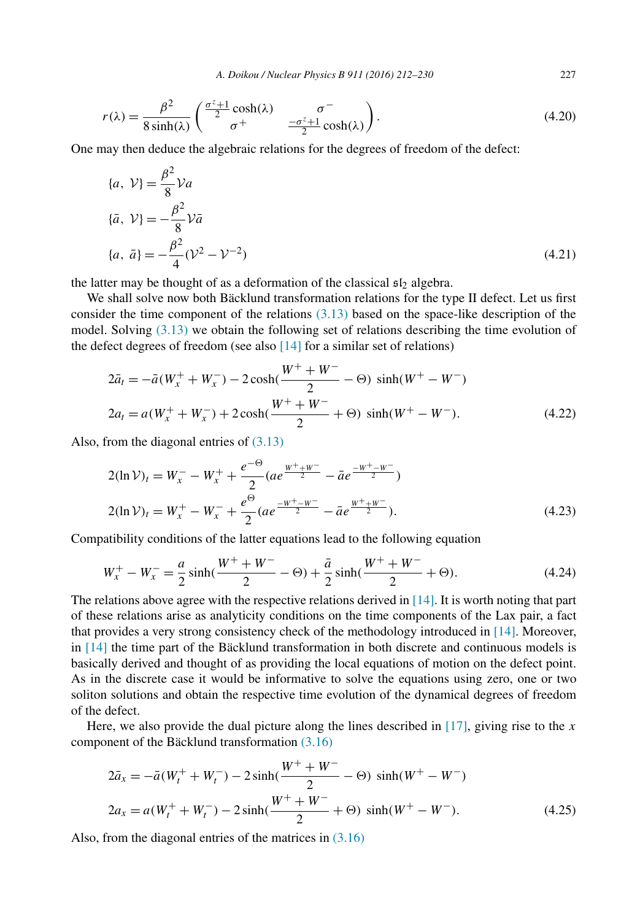$$r(\lambda) = \frac{\beta^2}{8\sinh(\lambda)} \begin{pmatrix} \frac{\sigma^z+1}{2}\cosh(\lambda) & \sigma^- \\ \sigma^+ & \frac{-\sigma^z+1}{2}\cosh(\lambda) \end{pmatrix}. \tag{4.20}$$

One may then deduce the algebraic relations for the degrees of freedom of the defect:

$$\begin{aligned}
&\{a,\ \mathcal{V}\} = \frac{\beta^2}{8}\mathcal{V}a \\
&\{\bar{a},\ \mathcal{V}\} = -\frac{\beta^2}{8}\mathcal{V}\bar{a} \\
&\{a,\ \bar{a}\} = -\frac{\beta^2}{4}(\mathcal{V}^2 - \mathcal{V}^{-2})
\end{aligned} \tag{4.21}$$

the latter may be thought of as a deformation of the classical $\mathfrak{sl}_2$ algebra.

We shall solve now both Bäcklund transformation relations for the type II defect. Let us first consider the time component of the relations (3.13) based on the space-like description of the model. Solving (3.13) we obtain the following set of relations describing the time evolution of the defect degrees of freedom (see also [14] for a similar set of relations)

$$\begin{aligned}
&2\bar{a}_t = -\bar{a}(W_x^+ + W_x^-) - 2\cosh(\frac{W^+ + W^-}{2} - \Theta)\ \sinh(W^+ - W^-) \\
&2a_t = a(W_x^+ + W_x^-) + 2\cosh(\frac{W^+ + W^-}{2} + \Theta)\ \sinh(W^+ - W^-).
\end{aligned} \tag{4.22}$$

Also, from the diagonal entries of (3.13)

$$\begin{aligned}
&2(\ln\mathcal{V})_t = W_x^- - W_x^+ + \frac{e^{-\Theta}}{2}(ae^{\frac{W^+ + W^-}{2}} - \bar{a}e^{\frac{-W^+ - W^-}{2}}) \\
&2(\ln\mathcal{V})_t = W_x^+ - W_x^- + \frac{e^{\Theta}}{2}(ae^{\frac{-W^+ - W^-}{2}} - \bar{a}e^{\frac{W^+ + W^-}{2}}).
\end{aligned} \tag{4.23}$$

Compatibility conditions of the latter equations lead to the following equation

$$W_x^+ - W_x^- = \frac{a}{2}\sinh(\frac{W^+ + W^-}{2} - \Theta) + \frac{\bar{a}}{2}\sinh(\frac{W^+ + W^-}{2} + \Theta). \tag{4.24}$$

The relations above agree with the respective relations derived in [14]. It is worth noting that part of these relations arise as analyticity conditions on the time components of the Lax pair, a fact that provides a very strong consistency check of the methodology introduced in [14]. Moreover, in [14] the time part of the Bäcklund transformation in both discrete and continuous models is basically derived and thought of as providing the local equations of motion on the defect point. As in the discrete case it would be informative to solve the equations using zero, one or two soliton solutions and obtain the respective time evolution of the dynamical degrees of freedom of the defect.

Here, we also provide the dual picture along the lines described in [17], giving rise to the $x$ component of the Bäcklund transformation (3.16)

$$\begin{aligned}
&2\bar{a}_x = -\bar{a}(W_t^+ + W_t^-) - 2\sinh(\frac{W^+ + W^-}{2} - \Theta)\ \sinh(W^+ - W^-) \\
&2a_x = a(W_t^+ + W_t^-) - 2\sinh(\frac{W^+ + W^-}{2} + \Theta)\ \sinh(W^+ - W^-).
\end{aligned} \tag{4.25}$$

Also, from the diagonal entries of the matrices in (3.16)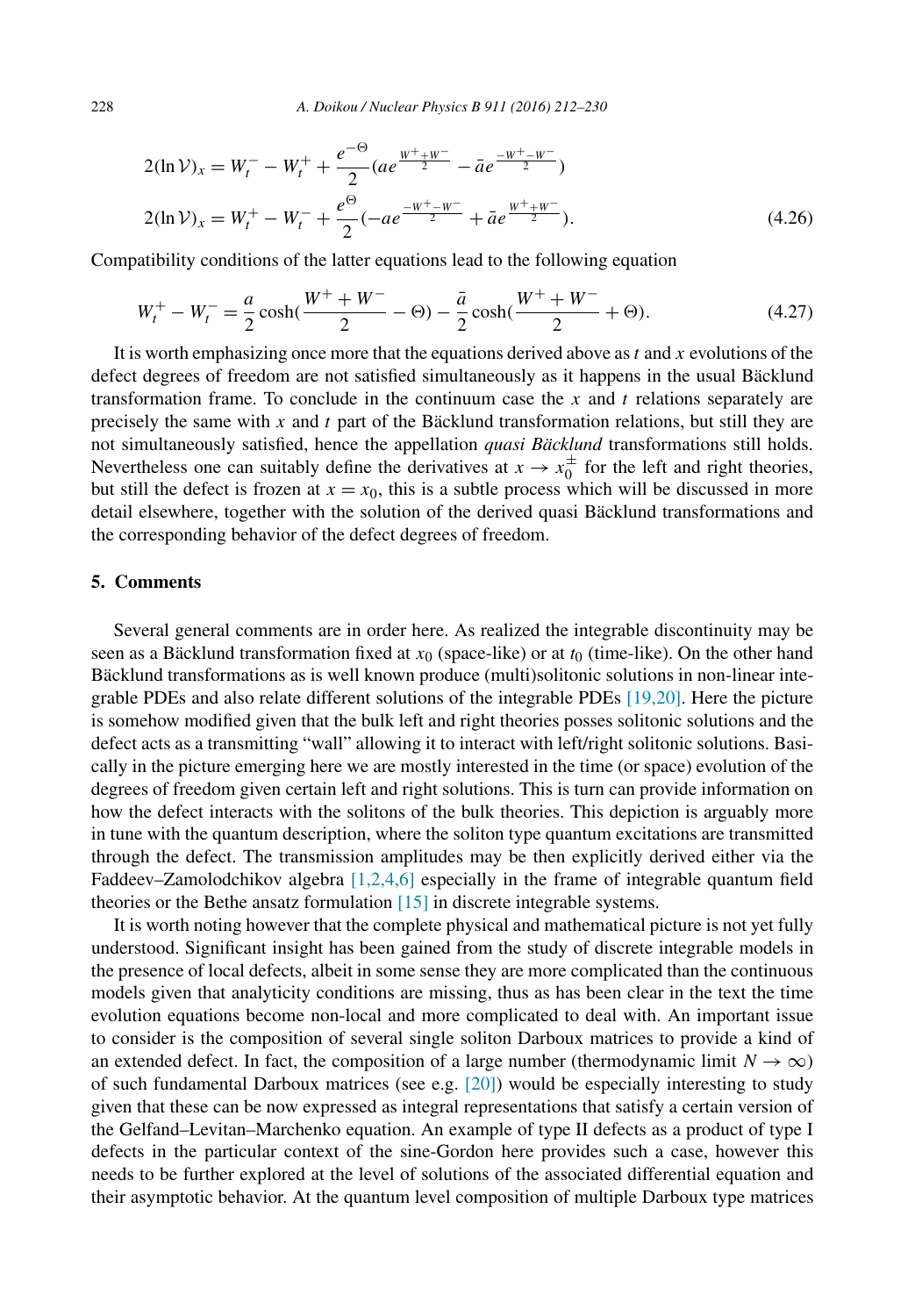$$
\begin{aligned}
2(\ln \mathcal{V})_x &= W_t^- - W_t^+ + \frac{e^{-\Theta}}{2}\left(a e^{\frac{W^+ + W^-}{2}} - \bar{a} e^{\frac{-W^+ - W^-}{2}}\right) \\
2(\ln \mathcal{V})_x &= W_t^+ - W_t^- + \frac{e^{\Theta}}{2}\left(-a e^{\frac{-W^+ - W^-}{2}} + \bar{a} e^{\frac{W^+ + W^-}{2}}\right).
\end{aligned}
\tag{4.26}
$$

Compatibility conditions of the latter equations lead to the following equation

$$
W_t^+ - W_t^- = \frac{a}{2}\cosh\left(\frac{W^+ + W^-}{2} - \Theta\right) - \frac{\bar{a}}{2}\cosh\left(\frac{W^+ + W^-}{2} + \Theta\right).
\tag{4.27}
$$

It is worth emphasizing once more that the equations derived above as $t$ and $x$ evolutions of the defect degrees of freedom are not satisfied simultaneously as it happens in the usual Bäcklund transformation frame. To conclude in the continuum case the $x$ and $t$ relations separately are precisely the same with $x$ and $t$ part of the Bäcklund transformation relations, but still they are not simultaneously satisfied, hence the appellation *quasi Bäcklund* transformations still holds. Nevertheless one can suitably define the derivatives at $x \to x_0^{\pm}$ for the left and right theories, but still the defect is frozen at $x = x_0$, this is a subtle process which will be discussed in more detail elsewhere, together with the solution of the derived quasi Bäcklund transformations and the corresponding behavior of the defect degrees of freedom.

## 5. Comments

Several general comments are in order here. As realized the integrable discontinuity may be seen as a Bäcklund transformation fixed at $x_0$ (space-like) or at $t_0$ (time-like). On the other hand Bäcklund transformations as is well known produce (multi)solitonic solutions in non-linear integrable PDEs and also relate different solutions of the integrable PDEs [19,20]. Here the picture is somehow modified given that the bulk left and right theories posses solitonic solutions and the defect acts as a transmitting "wall" allowing it to interact with left/right solitonic solutions. Basically in the picture emerging here we are mostly interested in the time (or space) evolution of the degrees of freedom given certain left and right solutions. This is turn can provide information on how the defect interacts with the solitons of the bulk theories. This depiction is arguably more in tune with the quantum description, where the soliton type quantum excitations are transmitted through the defect. The transmission amplitudes may be then explicitly derived either via the Faddeev–Zamolodchikov algebra [1,2,4,6] especially in the frame of integrable quantum field theories or the Bethe ansatz formulation [15] in discrete integrable systems.

It is worth noting however that the complete physical and mathematical picture is not yet fully understood. Significant insight has been gained from the study of discrete integrable models in the presence of local defects, albeit in some sense they are more complicated than the continuous models given that analyticity conditions are missing, thus as has been clear in the text the time evolution equations become non-local and more complicated to deal with. An important issue to consider is the composition of several single soliton Darboux matrices to provide a kind of an extended defect. In fact, the composition of a large number (thermodynamic limit $N \to \infty$) of such fundamental Darboux matrices (see e.g. [20]) would be especially interesting to study given that these can be now expressed as integral representations that satisfy a certain version of the Gelfand–Levitan–Marchenko equation. An example of type II defects as a product of type I defects in the particular context of the sine-Gordon here provides such a case, however this needs to be further explored at the level of solutions of the associated differential equation and their asymptotic behavior. At the quantum level composition of multiple Darboux type matrices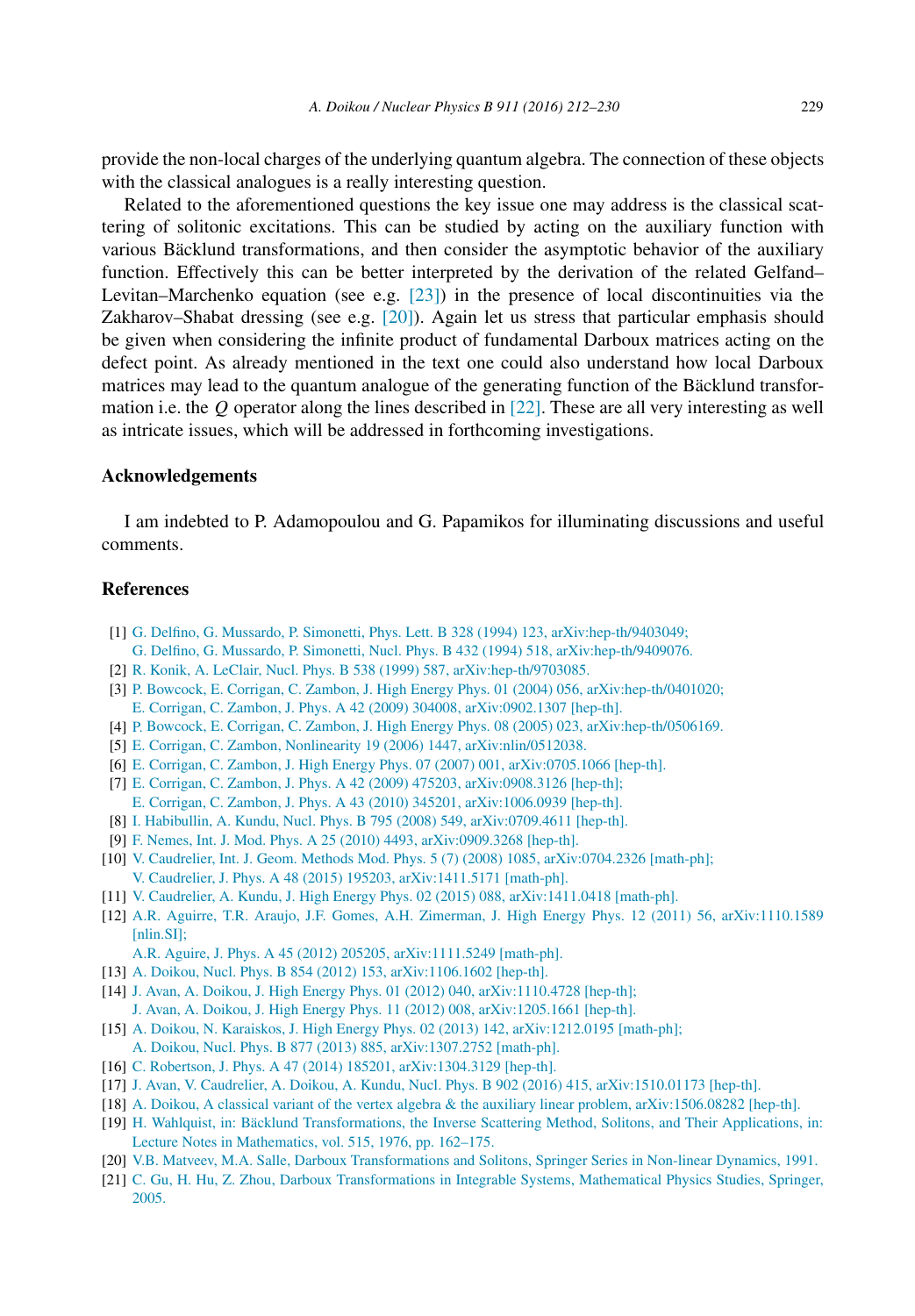provide the non-local charges of the underlying quantum algebra. The connection of these objects with the classical analogues is a really interesting question.

Related to the aforementioned questions the key issue one may address is the classical scattering of solitonic excitations. This can be studied by acting on the auxiliary function with various Bäcklund transformations, and then consider the asymptotic behavior of the auxiliary function. Effectively this can be better interpreted by the derivation of the related Gelfand–Levitan–Marchenko equation (see e.g. [23]) in the presence of local discontinuities via the Zakharov–Shabat dressing (see e.g. [20]). Again let us stress that particular emphasis should be given when considering the infinite product of fundamental Darboux matrices acting on the defect point. As already mentioned in the text one could also understand how local Darboux matrices may lead to the quantum analogue of the generating function of the Bäcklund transformation i.e. the $Q$ operator along the lines described in [22]. These are all very interesting as well as intricate issues, which will be addressed in forthcoming investigations.

## Acknowledgements

I am indebted to P. Adamopoulou and G. Papamikos for illuminating discussions and useful comments.

## References

[1] G. Delfino, G. Mussardo, P. Simonetti, Phys. Lett. B 328 (1994) 123, arXiv:hep-th/9403049; G. Delfino, G. Mussardo, P. Simonetti, Nucl. Phys. B 432 (1994) 518, arXiv:hep-th/9409076.

[2] R. Konik, A. LeClair, Nucl. Phys. B 538 (1999) 587, arXiv:hep-th/9703085.

[3] P. Bowcock, E. Corrigan, C. Zambon, J. High Energy Phys. 01 (2004) 056, arXiv:hep-th/0401020; E. Corrigan, C. Zambon, J. Phys. A 42 (2009) 304008, arXiv:0902.1307 [hep-th].

[4] P. Bowcock, E. Corrigan, C. Zambon, J. High Energy Phys. 08 (2005) 023, arXiv:hep-th/0506169.

[5] E. Corrigan, C. Zambon, Nonlinearity 19 (2006) 1447, arXiv:nlin/0512038.

[6] E. Corrigan, C. Zambon, J. High Energy Phys. 07 (2007) 001, arXiv:0705.1066 [hep-th].

[7] E. Corrigan, C. Zambon, J. Phys. A 42 (2009) 475203, arXiv:0908.3126 [hep-th]; E. Corrigan, C. Zambon, J. Phys. A 43 (2010) 345201, arXiv:1006.0939 [hep-th].

[8] I. Habibullin, A. Kundu, Nucl. Phys. B 795 (2008) 549, arXiv:0709.4611 [hep-th].

[9] F. Nemes, Int. J. Mod. Phys. A 25 (2010) 4493, arXiv:0909.3268 [hep-th].

[10] V. Caudrelier, Int. J. Geom. Methods Mod. Phys. 5 (7) (2008) 1085, arXiv:0704.2326 [math-ph]; V. Caudrelier, J. Phys. A 48 (2015) 195203, arXiv:1411.5171 [math-ph].

[11] V. Caudrelier, A. Kundu, J. High Energy Phys. 02 (2015) 088, arXiv:1411.0418 [math-ph].

[12] A.R. Aguirre, T.R. Araujo, J.F. Gomes, A.H. Zimerman, J. High Energy Phys. 12 (2011) 56, arXiv:1110.1589 [nlin.SI]; A.R. Aguire, J. Phys. A 45 (2012) 205205, arXiv:1111.5249 [math-ph].

[13] A. Doikou, Nucl. Phys. B 854 (2012) 153, arXiv:1106.1602 [hep-th].

[14] J. Avan, A. Doikou, J. High Energy Phys. 01 (2012) 040, arXiv:1110.4728 [hep-th]; J. Avan, A. Doikou, J. High Energy Phys. 11 (2012) 008, arXiv:1205.1661 [hep-th].

[15] A. Doikou, N. Karaiskos, J. High Energy Phys. 02 (2013) 142, arXiv:1212.0195 [math-ph]; A. Doikou, Nucl. Phys. B 877 (2013) 885, arXiv:1307.2752 [math-ph].

[16] C. Robertson, J. Phys. A 47 (2014) 185201, arXiv:1304.3129 [hep-th].

[17] J. Avan, V. Caudrelier, A. Doikou, A. Kundu, Nucl. Phys. B 902 (2016) 415, arXiv:1510.01173 [hep-th].

[18] A. Doikou, A classical variant of the vertex algebra & the auxiliary linear problem, arXiv:1506.08282 [hep-th].

[19] H. Wahlquist, in: Bäcklund Transformations, the Inverse Scattering Method, Solitons, and Their Applications, in: Lecture Notes in Mathematics, vol. 515, 1976, pp. 162–175.

[20] V.B. Matveev, M.A. Salle, Darboux Transformations and Solitons, Springer Series in Non-linear Dynamics, 1991.

[21] C. Gu, H. Hu, Z. Zhou, Darboux Transformations in Integrable Systems, Mathematical Physics Studies, Springer, 2005.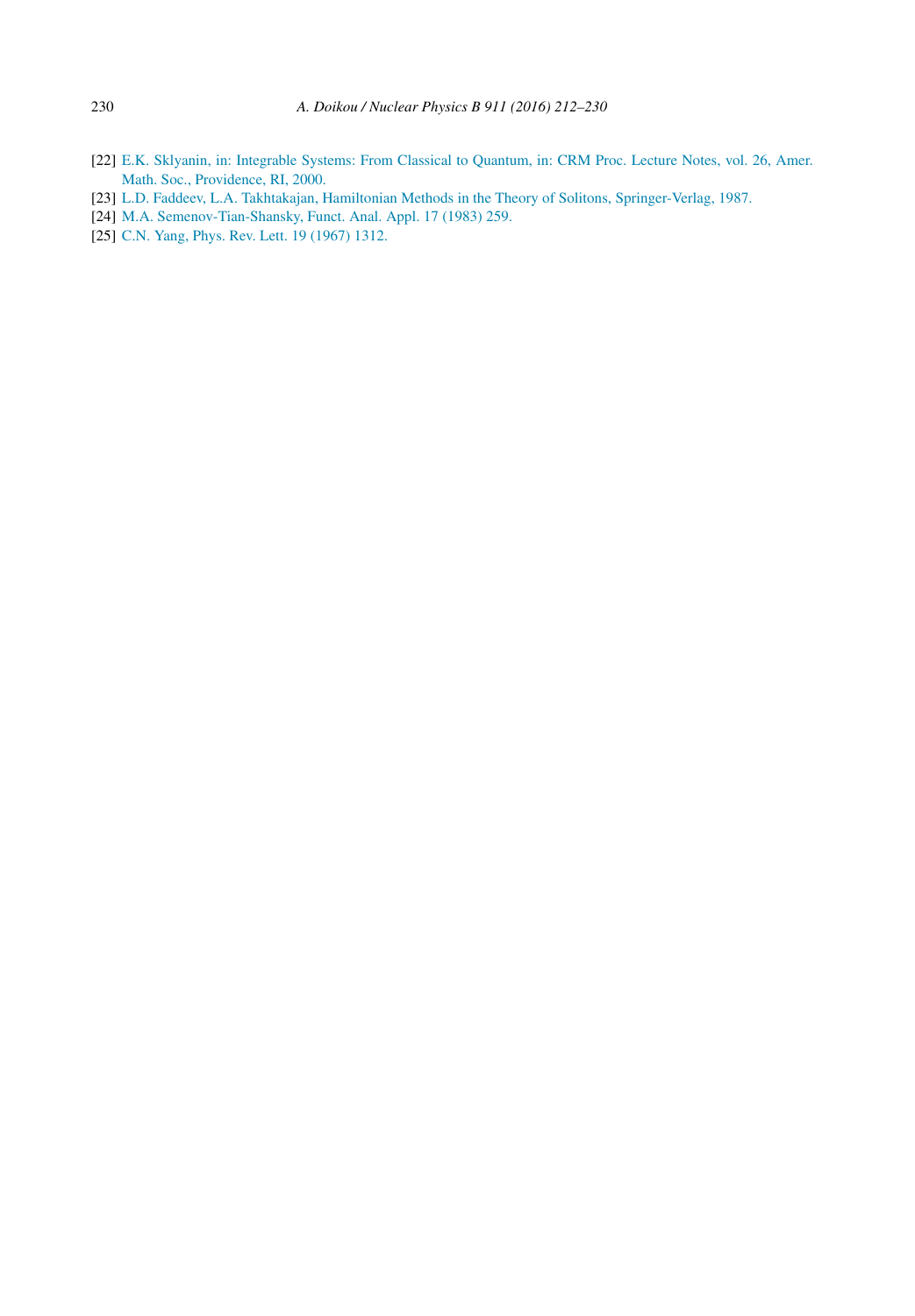[22] E.K. Sklyanin, in: Integrable Systems: From Classical to Quantum, in: CRM Proc. Lecture Notes, vol. 26, Amer. Math. Soc., Providence, RI, 2000.

[23] L.D. Faddeev, L.A. Takhtakajan, Hamiltonian Methods in the Theory of Solitons, Springer-Verlag, 1987.

[24] M.A. Semenov-Tian-Shansky, Funct. Anal. Appl. 17 (1983) 259.

[25] C.N. Yang, Phys. Rev. Lett. 19 (1967) 1312.